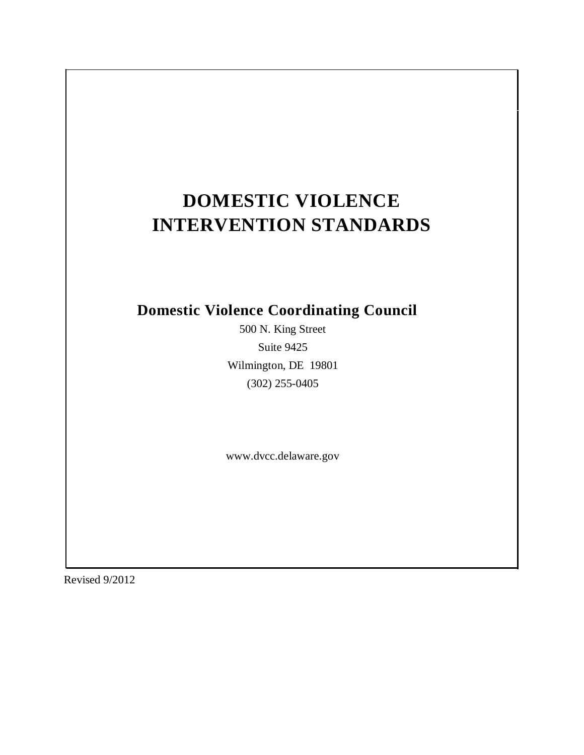# DOMESTIC VIOLENCE INTERVENTION STANDARDS

## Domestic Violence Coordinating Council

500 N. King Street

Suite 9425

Wilmington, DE 19801

(302) 255-0405

www.dvcc.delaware.gov

Revised 9/2012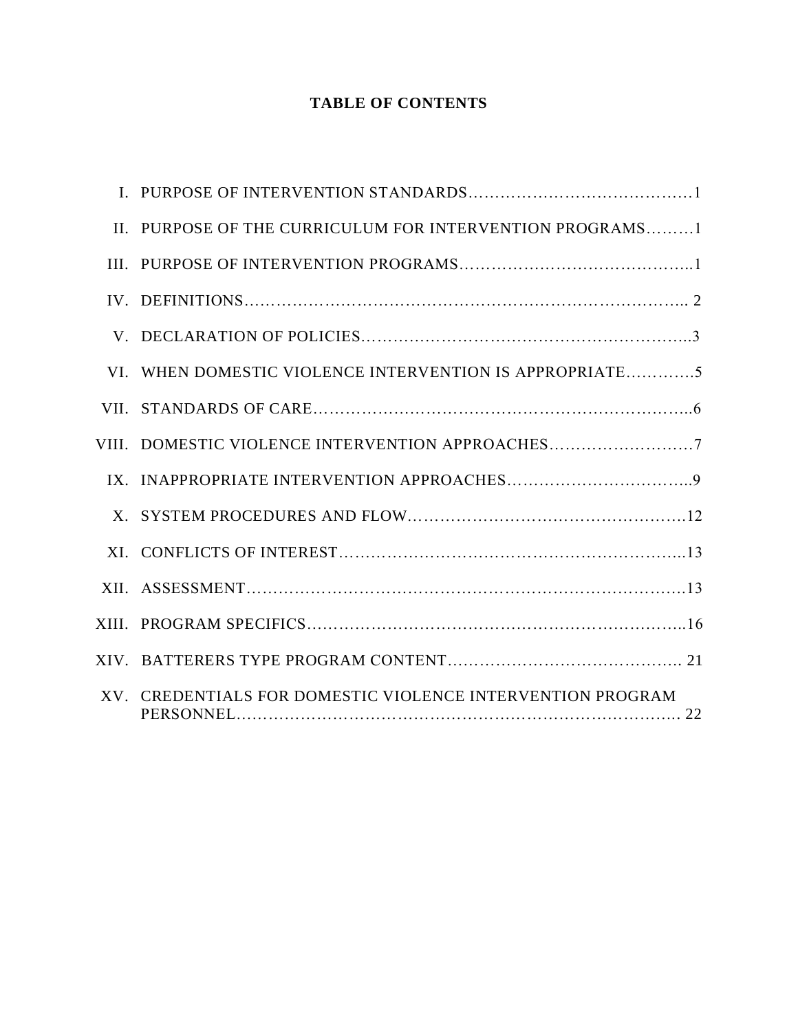## TABLE OF CONTENTS

I. PURPOSE OF INTERVENTION STANDARDS……………………………………1

II. PURPOSE OF THE CURRICULUM FOR INTERVENTION PROGRAMS………1

III. PURPOSE OF INTERVENTION PROGRAMS…………………………………...1

IV. DEFINITIONS………………………………………………………………….. 2

V. DECLARATION OF POLICIES……………………………………………………...3

VI. WHEN DOMESTIC VIOLENCE INTERVENTION IS APPROPRIATE………….5

VII. STANDARDS OF CARE……………………………………………………………..6

VIII. DOMESTIC VIOLENCE INTERVENTION APPROACHES………………………7

IX. INAPPROPRIATE INTERVENTION APPROACHES……………………………..9

X. SYSTEM PROCEDURES AND FLOW…………………………………………….12

XI. CONFLICTS OF INTEREST………………………………………………………...13

XII. ASSESSMENT………………………………………………………………………13

XIII. PROGRAM SPECIFICS……………………………………………………………..16

XIV. BATTERERS TYPE PROGRAM CONTENT……………………………………. 21

XV. CREDENTIALS FOR DOMESTIC VIOLENCE INTERVENTION PROGRAM PERSONNEL………………………………………………………………………. 22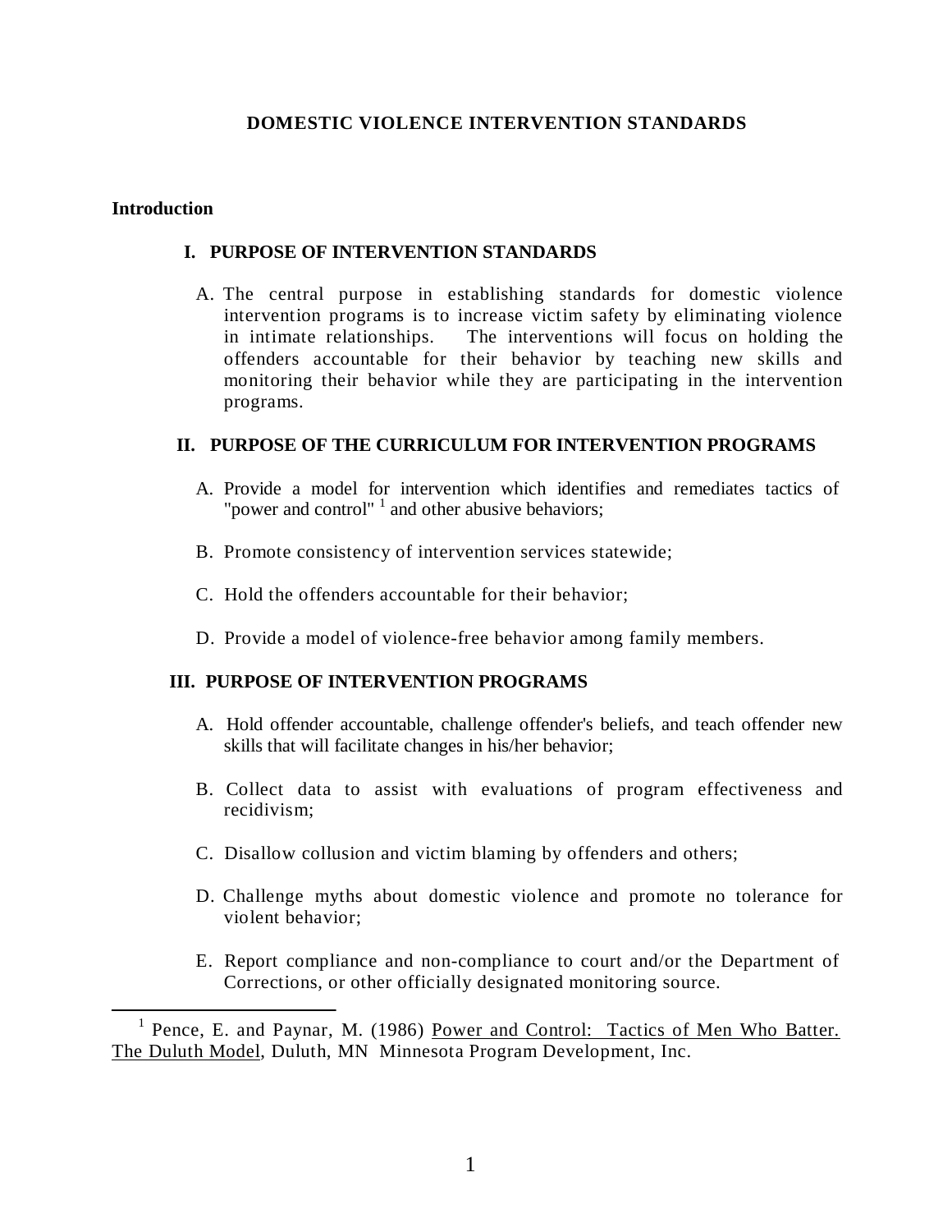# DOMESTIC VIOLENCE INTERVENTION STANDARDS

## Introduction

### I. PURPOSE OF INTERVENTION STANDARDS

A. The central purpose in establishing standards for domestic violence intervention programs is to increase victim safety by eliminating violence in intimate relationships. The interventions will focus on holding the offenders accountable for their behavior by teaching new skills and monitoring their behavior while they are participating in the intervention programs.

### II. PURPOSE OF THE CURRICULUM FOR INTERVENTION PROGRAMS

A. Provide a model for intervention which identifies and remediates tactics of "power and control" [1] and other abusive behaviors;

B. Promote consistency of intervention services statewide;

C. Hold the offenders accountable for their behavior;

D. Provide a model of violence-free behavior among family members.

### III. PURPOSE OF INTERVENTION PROGRAMS

A. Hold offender accountable, challenge offender's beliefs, and teach offender new skills that will facilitate changes in his/her behavior;

B. Collect data to assist with evaluations of program effectiveness and recidivism;

C. Disallow collusion and victim blaming by offenders and others;

D. Challenge myths about domestic violence and promote no tolerance for violent behavior;

E. Report compliance and non-compliance to court and/or the Department of Corrections, or other officially designated monitoring source.

---

[1] Pence, E. and Paynar, M. (1986) Power and Control: Tactics of Men Who Batter. The Duluth Model, Duluth, MN Minnesota Program Development, Inc.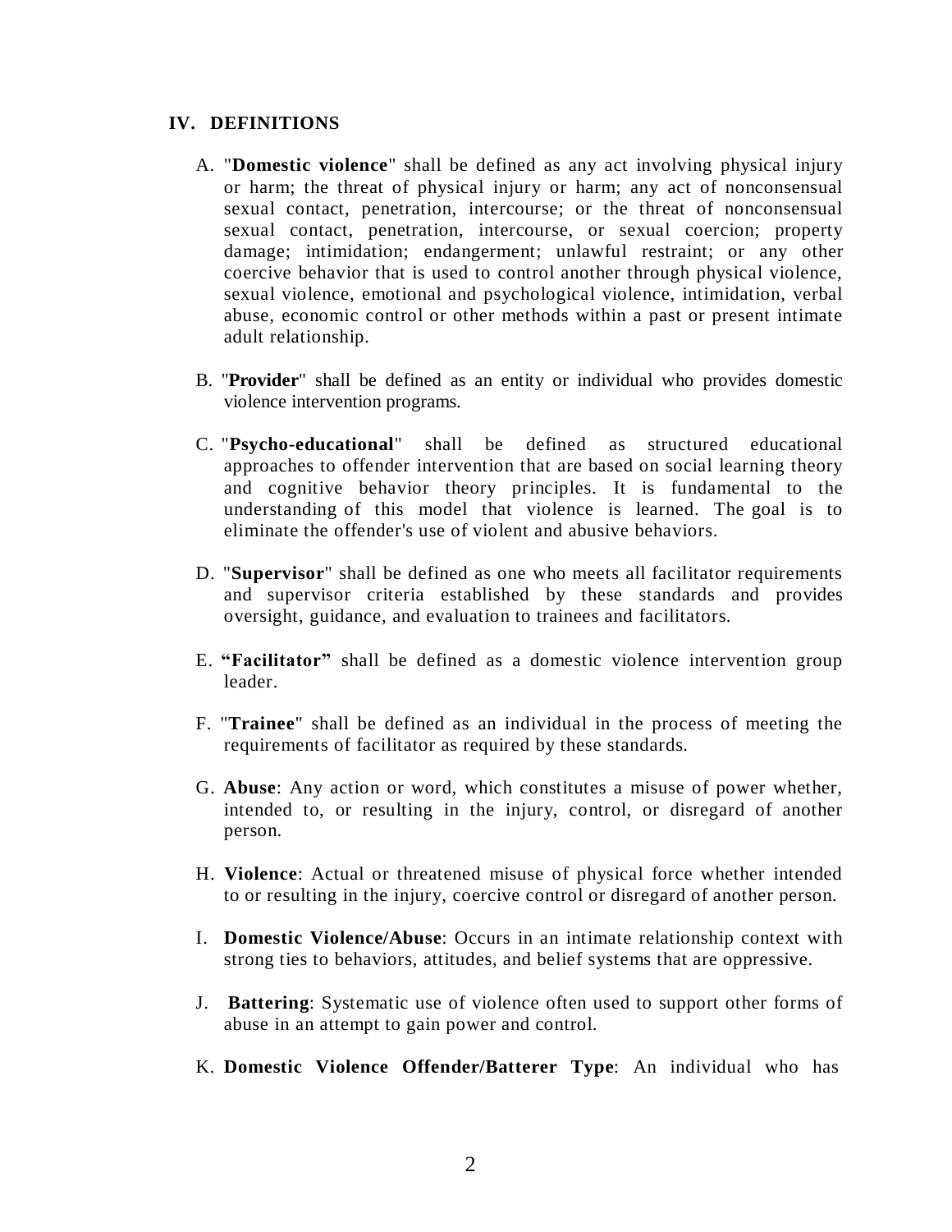## IV. DEFINITIONS

A. "**Domestic violence**" shall be defined as any act involving physical injury or harm; the threat of physical injury or harm; any act of nonconsensual sexual contact, penetration, intercourse; or the threat of nonconsensual sexual contact, penetration, intercourse, or sexual coercion; property damage; intimidation; endangerment; unlawful restraint; or any other coercive behavior that is used to control another through physical violence, sexual violence, emotional and psychological violence, intimidation, verbal abuse, economic control or other methods within a past or present intimate adult relationship.

B. "**Provider**" shall be defined as an entity or individual who provides domestic violence intervention programs.

C. "**Psycho-educational**" shall be defined as structured educational approaches to offender intervention that are based on social learning theory and cognitive behavior theory principles. It is fundamental to the understanding of this model that violence is learned. The goal is to eliminate the offender's use of violent and abusive behaviors.

D. "**Supervisor**" shall be defined as one who meets all facilitator requirements and supervisor criteria established by these standards and provides oversight, guidance, and evaluation to trainees and facilitators.

E. **"Facilitator"** shall be defined as a domestic violence intervention group leader.

F. "**Trainee**" shall be defined as an individual in the process of meeting the requirements of facilitator as required by these standards.

G. **Abuse**: Any action or word, which constitutes a misuse of power whether, intended to, or resulting in the injury, control, or disregard of another person.

H. **Violence**: Actual or threatened misuse of physical force whether intended to or resulting in the injury, coercive control or disregard of another person.

I. **Domestic Violence/Abuse**: Occurs in an intimate relationship context with strong ties to behaviors, attitudes, and belief systems that are oppressive.

J. **Battering**: Systematic use of violence often used to support other forms of abuse in an attempt to gain power and control.

K. **Domestic Violence Offender/Batterer Type**: An individual who has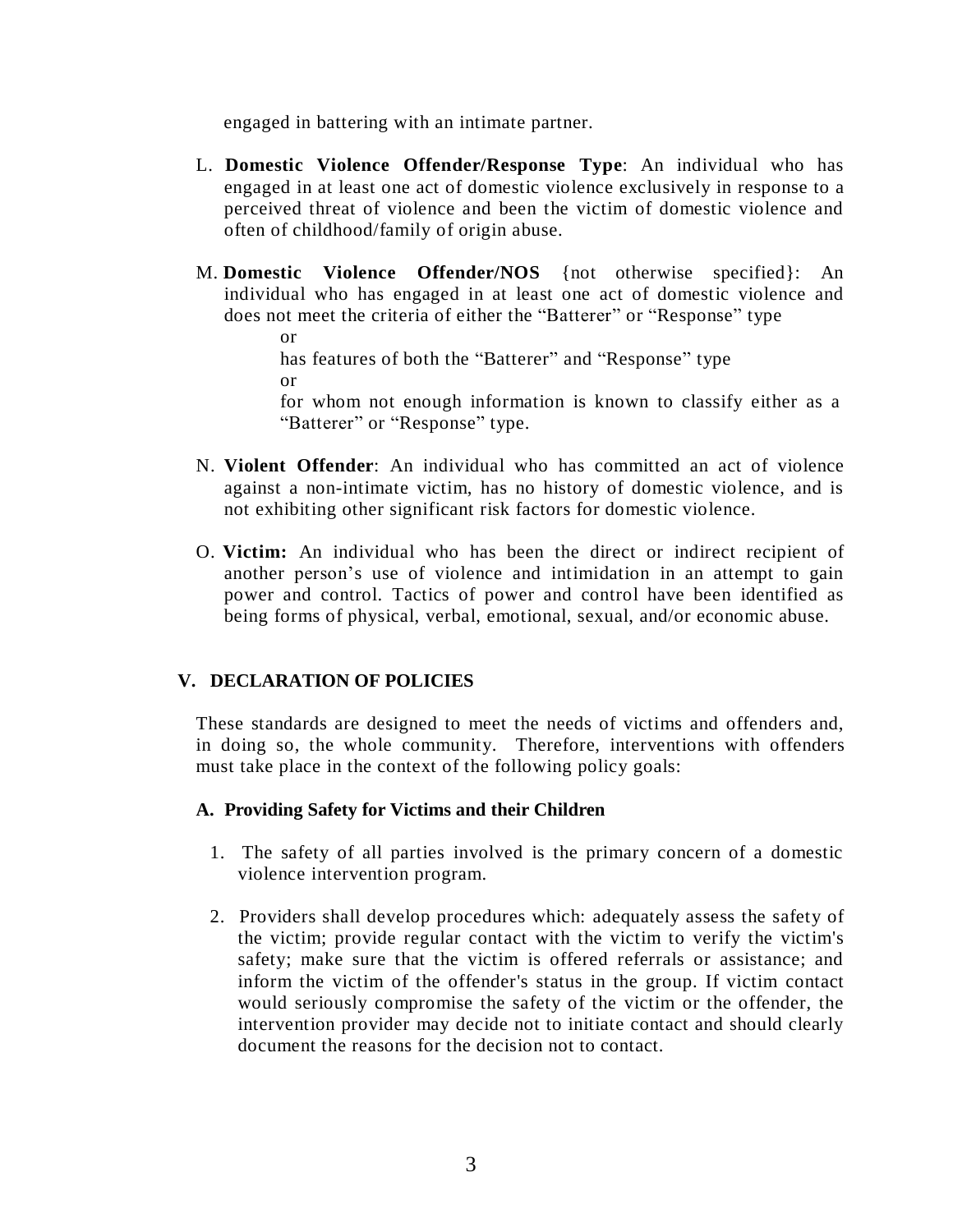engaged in battering with an intimate partner.

L. **Domestic Violence Offender/Response Type**: An individual who has engaged in at least one act of domestic violence exclusively in response to a perceived threat of violence and been the victim of domestic violence and often of childhood/family of origin abuse.

M. **Domestic Violence Offender/NOS** {not otherwise specified}: An individual who has engaged in at least one act of domestic violence and does not meet the criteria of either the "Batterer" or "Response" type

   or

   has features of both the "Batterer" and "Response" type

   or

   for whom not enough information is known to classify either as a "Batterer" or "Response" type.

N. **Violent Offender**: An individual who has committed an act of violence against a non-intimate victim, has no history of domestic violence, and is not exhibiting other significant risk factors for domestic violence.

O. **Victim:** An individual who has been the direct or indirect recipient of another person's use of violence and intimidation in an attempt to gain power and control. Tactics of power and control have been identified as being forms of physical, verbal, emotional, sexual, and/or economic abuse.

## V. DECLARATION OF POLICIES

These standards are designed to meet the needs of victims and offenders and, in doing so, the whole community. Therefore, interventions with offenders must take place in the context of the following policy goals:

### A. Providing Safety for Victims and their Children

1. The safety of all parties involved is the primary concern of a domestic violence intervention program.

2. Providers shall develop procedures which: adequately assess the safety of the victim; provide regular contact with the victim to verify the victim's safety; make sure that the victim is offered referrals or assistance; and inform the victim of the offender's status in the group. If victim contact would seriously compromise the safety of the victim or the offender, the intervention provider may decide not to initiate contact and should clearly document the reasons for the decision not to contact.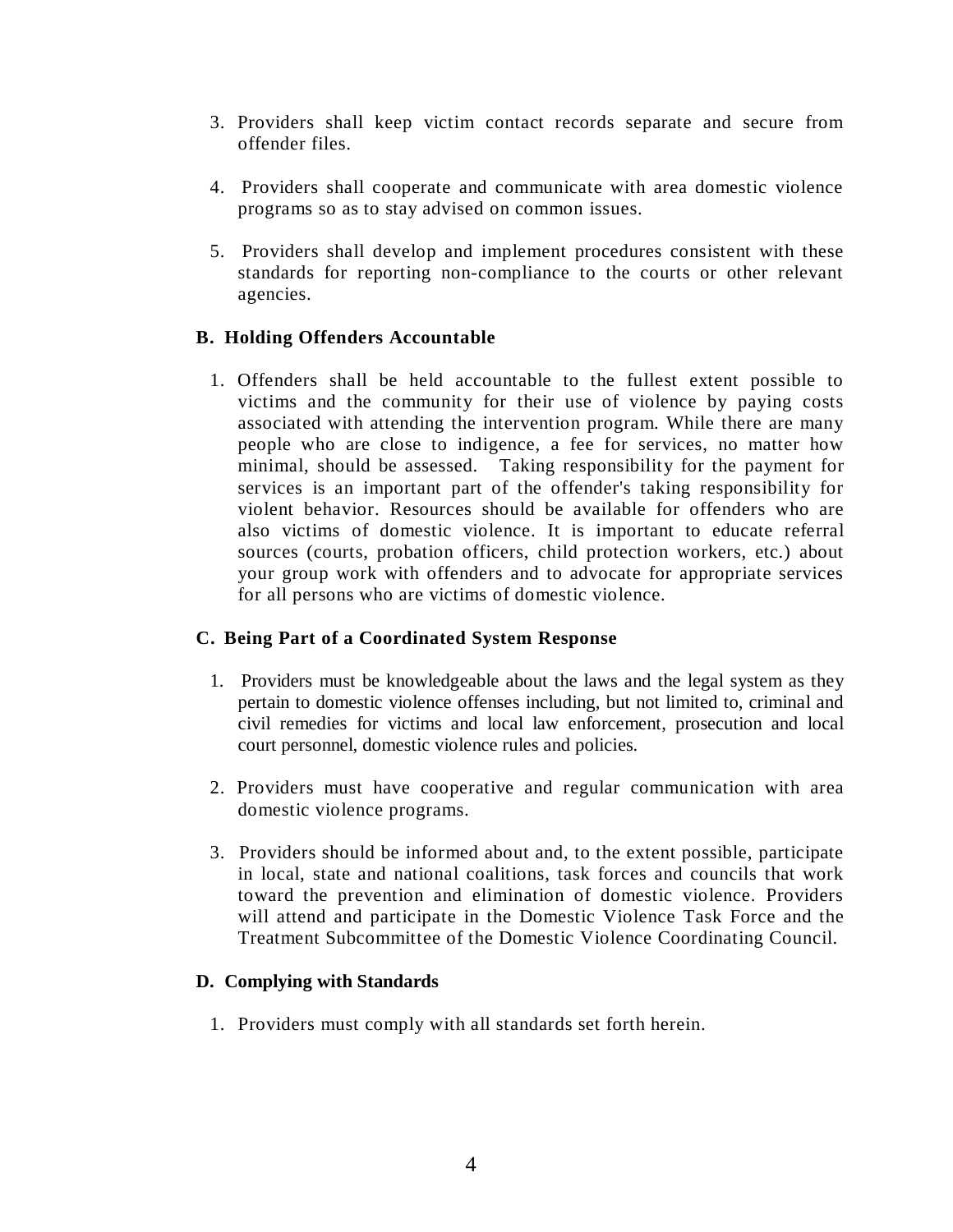3. Providers shall keep victim contact records separate and secure from offender files.

4. Providers shall cooperate and communicate with area domestic violence programs so as to stay advised on common issues.

5. Providers shall develop and implement procedures consistent with these standards for reporting non-compliance to the courts or other relevant agencies.

**B. Holding Offenders Accountable**

1. Offenders shall be held accountable to the fullest extent possible to victims and the community for their use of violence by paying costs associated with attending the intervention program. While there are many people who are close to indigence, a fee for services, no matter how minimal, should be assessed. Taking responsibility for the payment for services is an important part of the offender's taking responsibility for violent behavior. Resources should be available for offenders who are also victims of domestic violence. It is important to educate referral sources (courts, probation officers, child protection workers, etc.) about your group work with offenders and to advocate for appropriate services for all persons who are victims of domestic violence.

**C. Being Part of a Coordinated System Response**

1. Providers must be knowledgeable about the laws and the legal system as they pertain to domestic violence offenses including, but not limited to, criminal and civil remedies for victims and local law enforcement, prosecution and local court personnel, domestic violence rules and policies.

2. Providers must have cooperative and regular communication with area domestic violence programs.

3. Providers should be informed about and, to the extent possible, participate in local, state and national coalitions, task forces and councils that work toward the prevention and elimination of domestic violence. Providers will attend and participate in the Domestic Violence Task Force and the Treatment Subcommittee of the Domestic Violence Coordinating Council.

**D. Complying with Standards**

1. Providers must comply with all standards set forth herein.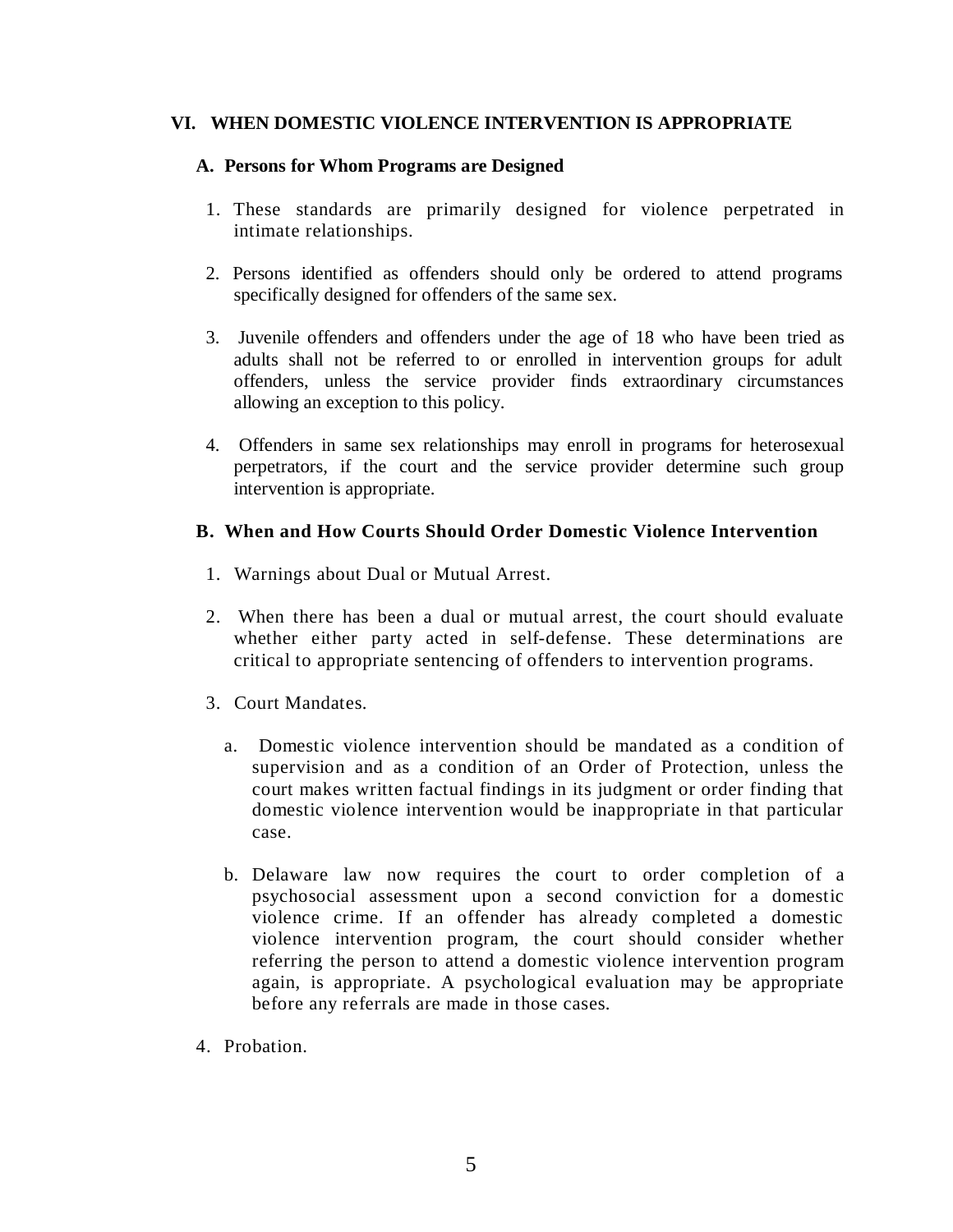## VI. WHEN DOMESTIC VIOLENCE INTERVENTION IS APPROPRIATE

### A. Persons for Whom Programs are Designed

1. These standards are primarily designed for violence perpetrated in intimate relationships.

2. Persons identified as offenders should only be ordered to attend programs specifically designed for offenders of the same sex.

3. Juvenile offenders and offenders under the age of 18 who have been tried as adults shall not be referred to or enrolled in intervention groups for adult offenders, unless the service provider finds extraordinary circumstances allowing an exception to this policy.

4. Offenders in same sex relationships may enroll in programs for heterosexual perpetrators, if the court and the service provider determine such group intervention is appropriate.

### B. When and How Courts Should Order Domestic Violence Intervention

1. Warnings about Dual or Mutual Arrest.

2. When there has been a dual or mutual arrest, the court should evaluate whether either party acted in self-defense. These determinations are critical to appropriate sentencing of offenders to intervention programs.

3. Court Mandates.

   a. Domestic violence intervention should be mandated as a condition of supervision and as a condition of an Order of Protection, unless the court makes written factual findings in its judgment or order finding that domestic violence intervention would be inappropriate in that particular case.

   b. Delaware law now requires the court to order completion of a psychosocial assessment upon a second conviction for a domestic violence crime. If an offender has already completed a domestic violence intervention program, the court should consider whether referring the person to attend a domestic violence intervention program again, is appropriate. A psychological evaluation may be appropriate before any referrals are made in those cases.

4. Probation.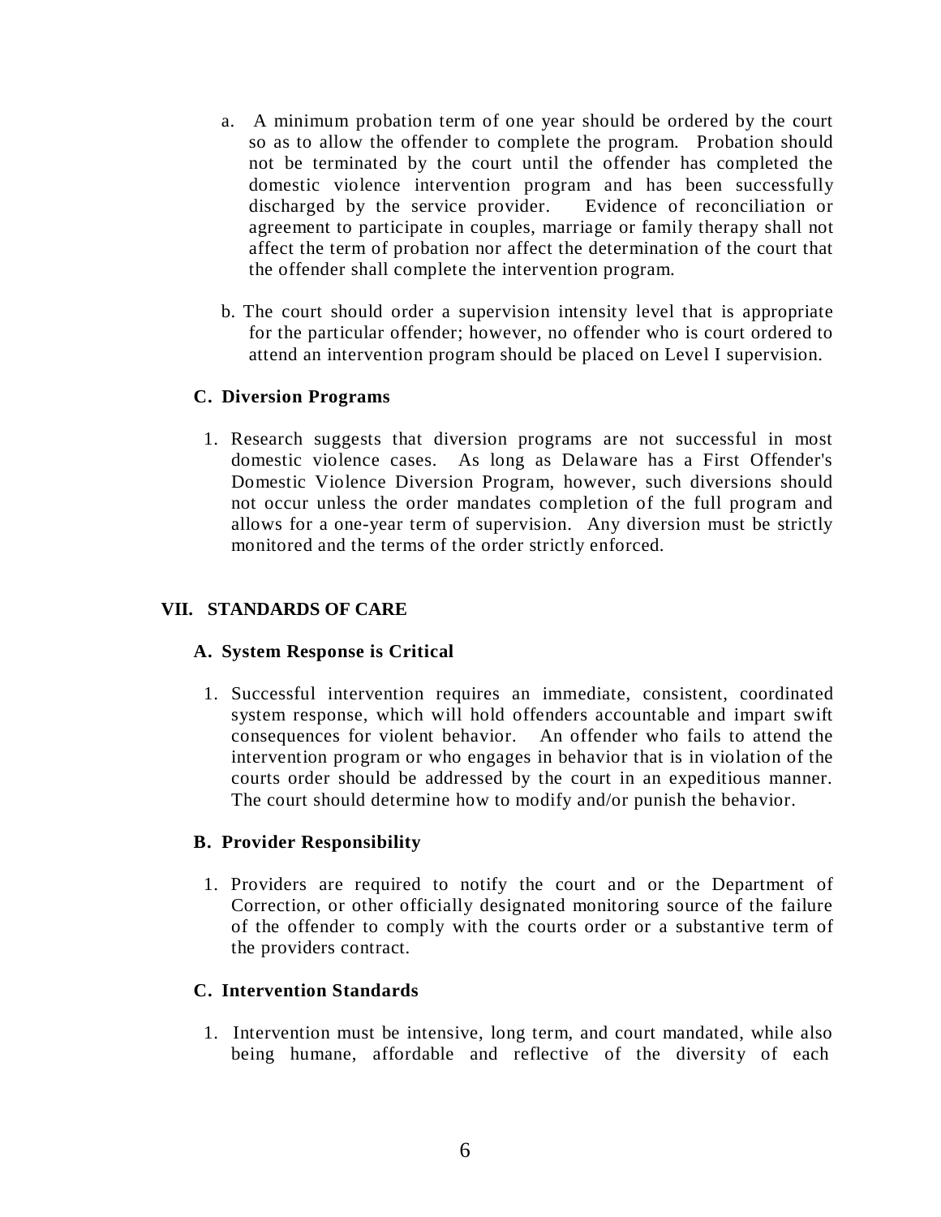a. A minimum probation term of one year should be ordered by the court so as to allow the offender to complete the program. Probation should not be terminated by the court until the offender has completed the domestic violence intervention program and has been successfully discharged by the service provider. Evidence of reconciliation or agreement to participate in couples, marriage or family therapy shall not affect the term of probation nor affect the determination of the court that the offender shall complete the intervention program.

b. The court should order a supervision intensity level that is appropriate for the particular offender; however, no offender who is court ordered to attend an intervention program should be placed on Level I supervision.

### C. Diversion Programs

1. Research suggests that diversion programs are not successful in most domestic violence cases. As long as Delaware has a First Offender's Domestic Violence Diversion Program, however, such diversions should not occur unless the order mandates completion of the full program and allows for a one-year term of supervision. Any diversion must be strictly monitored and the terms of the order strictly enforced.

## VII. STANDARDS OF CARE

### A. System Response is Critical

1. Successful intervention requires an immediate, consistent, coordinated system response, which will hold offenders accountable and impart swift consequences for violent behavior. An offender who fails to attend the intervention program or who engages in behavior that is in violation of the courts order should be addressed by the court in an expeditious manner. The court should determine how to modify and/or punish the behavior.

### B. Provider Responsibility

1. Providers are required to notify the court and or the Department of Correction, or other officially designated monitoring source of the failure of the offender to comply with the courts order or a substantive term of the providers contract.

### C. Intervention Standards

1. Intervention must be intensive, long term, and court mandated, while also being humane, affordable and reflective of the diversity of each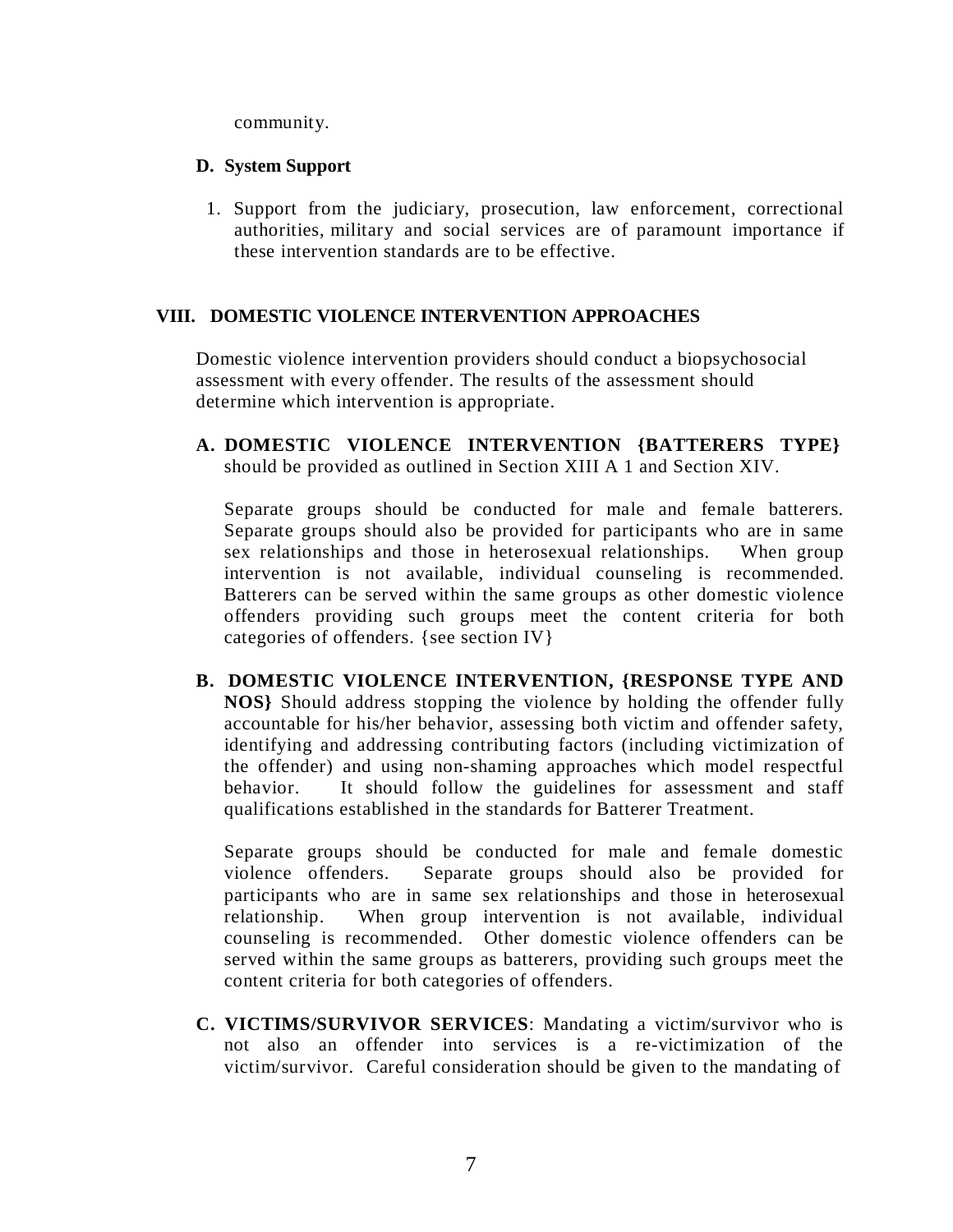community.

**D. System Support**

1. Support from the judiciary, prosecution, law enforcement, correctional authorities, military and social services are of paramount importance if these intervention standards are to be effective.

## VIII. DOMESTIC VIOLENCE INTERVENTION APPROACHES

Domestic violence intervention providers should conduct a biopsychosocial assessment with every offender. The results of the assessment should determine which intervention is appropriate.

**A. DOMESTIC VIOLENCE INTERVENTION {BATTERERS TYPE}** should be provided as outlined in Section XIII A 1 and Section XIV.

Separate groups should be conducted for male and female batterers. Separate groups should also be provided for participants who are in same sex relationships and those in heterosexual relationships. When group intervention is not available, individual counseling is recommended. Batterers can be served within the same groups as other domestic violence offenders providing such groups meet the content criteria for both categories of offenders. {see section IV}

**B. DOMESTIC VIOLENCE INTERVENTION, {RESPONSE TYPE AND NOS}** Should address stopping the violence by holding the offender fully accountable for his/her behavior, assessing both victim and offender safety, identifying and addressing contributing factors (including victimization of the offender) and using non-shaming approaches which model respectful behavior. It should follow the guidelines for assessment and staff qualifications established in the standards for Batterer Treatment.

Separate groups should be conducted for male and female domestic violence offenders. Separate groups should also be provided for participants who are in same sex relationships and those in heterosexual relationship. When group intervention is not available, individual counseling is recommended. Other domestic violence offenders can be served within the same groups as batterers, providing such groups meet the content criteria for both categories of offenders.

**C. VICTIMS/SURVIVOR SERVICES**: Mandating a victim/survivor who is not also an offender into services is a re-victimization of the victim/survivor. Careful consideration should be given to the mandating of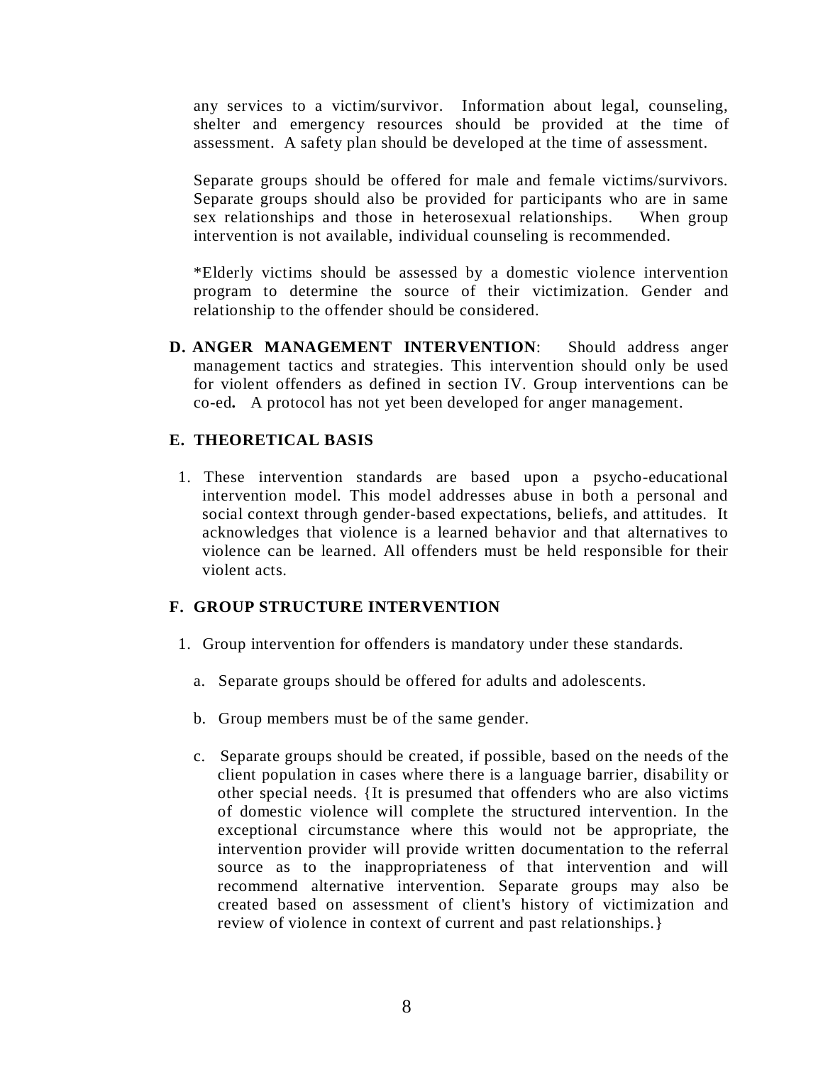any services to a victim/survivor. Information about legal, counseling, shelter and emergency resources should be provided at the time of assessment. A safety plan should be developed at the time of assessment.

Separate groups should be offered for male and female victims/survivors. Separate groups should also be provided for participants who are in same sex relationships and those in heterosexual relationships. When group intervention is not available, individual counseling is recommended.

*Elderly victims should be assessed by a domestic violence intervention program to determine the source of their victimization. Gender and relationship to the offender should be considered.

**D. ANGER MANAGEMENT INTERVENTION**: Should address anger management tactics and strategies. This intervention should only be used for violent offenders as defined in section IV. Group interventions can be co-ed**.** A protocol has not yet been developed for anger management.

### E. THEORETICAL BASIS

1. These intervention standards are based upon a psycho-educational intervention model. This model addresses abuse in both a personal and social context through gender-based expectations, beliefs, and attitudes. It acknowledges that violence is a learned behavior and that alternatives to violence can be learned. All offenders must be held responsible for their violent acts.

### F. GROUP STRUCTURE INTERVENTION

1. Group intervention for offenders is mandatory under these standards.

   a. Separate groups should be offered for adults and adolescents.

   b. Group members must be of the same gender.

   c. Separate groups should be created, if possible, based on the needs of the client population in cases where there is a language barrier, disability or other special needs. {It is presumed that offenders who are also victims of domestic violence will complete the structured intervention. In the exceptional circumstance where this would not be appropriate, the intervention provider will provide written documentation to the referral source as to the inappropriateness of that intervention and will recommend alternative intervention. Separate groups may also be created based on assessment of client's history of victimization and review of violence in context of current and past relationships.}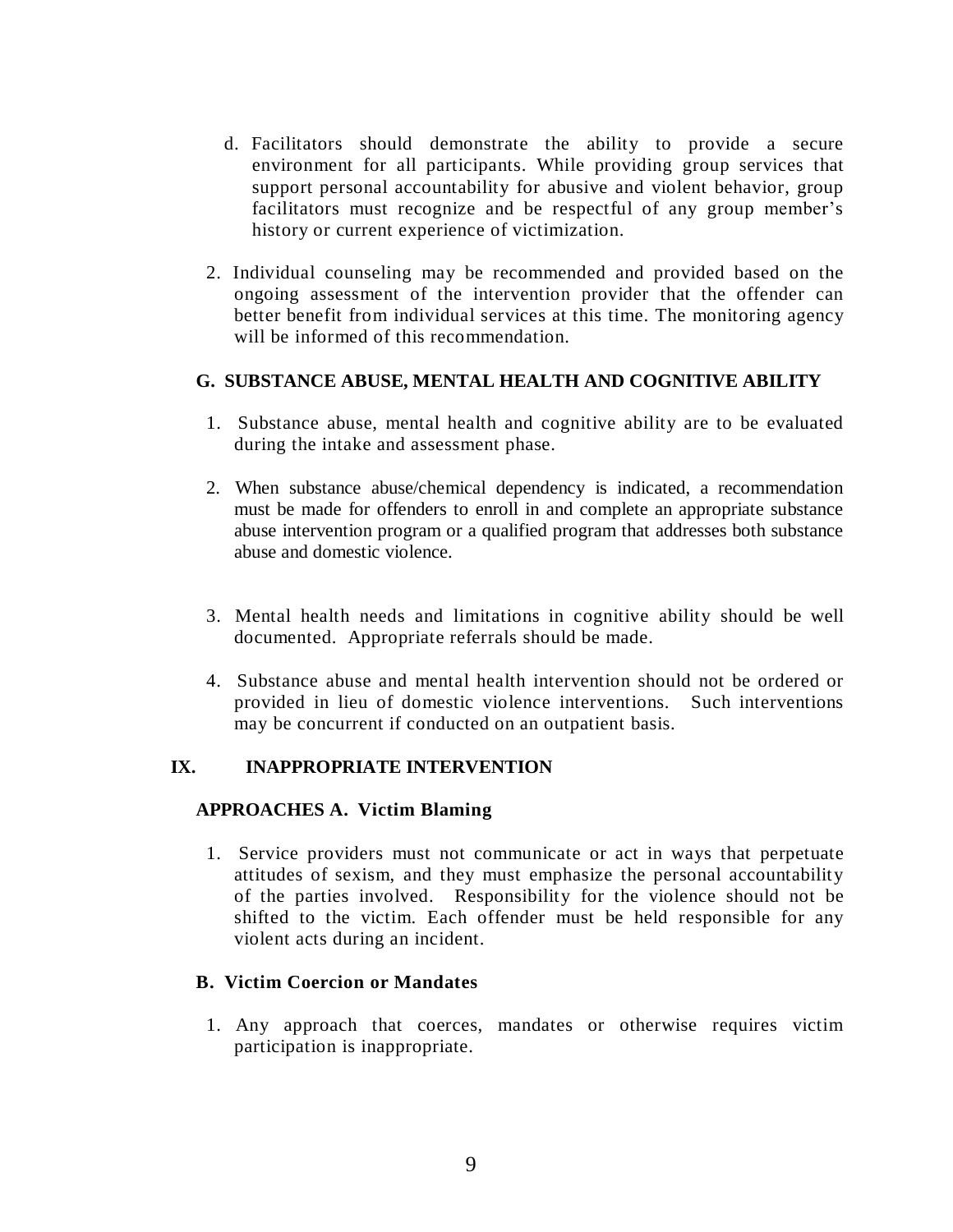d. Facilitators should demonstrate the ability to provide a secure environment for all participants. While providing group services that support personal accountability for abusive and violent behavior, group facilitators must recognize and be respectful of any group member's history or current experience of victimization.

2. Individual counseling may be recommended and provided based on the ongoing assessment of the intervention provider that the offender can better benefit from individual services at this time. The monitoring agency will be informed of this recommendation.

### G. SUBSTANCE ABUSE, MENTAL HEALTH AND COGNITIVE ABILITY

1. Substance abuse, mental health and cognitive ability are to be evaluated during the intake and assessment phase.

2. When substance abuse/chemical dependency is indicated, a recommendation must be made for offenders to enroll in and complete an appropriate substance abuse intervention program or a qualified program that addresses both substance abuse and domestic violence.

3. Mental health needs and limitations in cognitive ability should be well documented. Appropriate referrals should be made.

4. Substance abuse and mental health intervention should not be ordered or provided in lieu of domestic violence interventions. Such interventions may be concurrent if conducted on an outpatient basis.

## IX. INAPPROPRIATE INTERVENTION

### APPROACHES A. Victim Blaming

1. Service providers must not communicate or act in ways that perpetuate attitudes of sexism, and they must emphasize the personal accountability of the parties involved. Responsibility for the violence should not be shifted to the victim. Each offender must be held responsible for any violent acts during an incident.

### B. Victim Coercion or Mandates

1. Any approach that coerces, mandates or otherwise requires victim participation is inappropriate.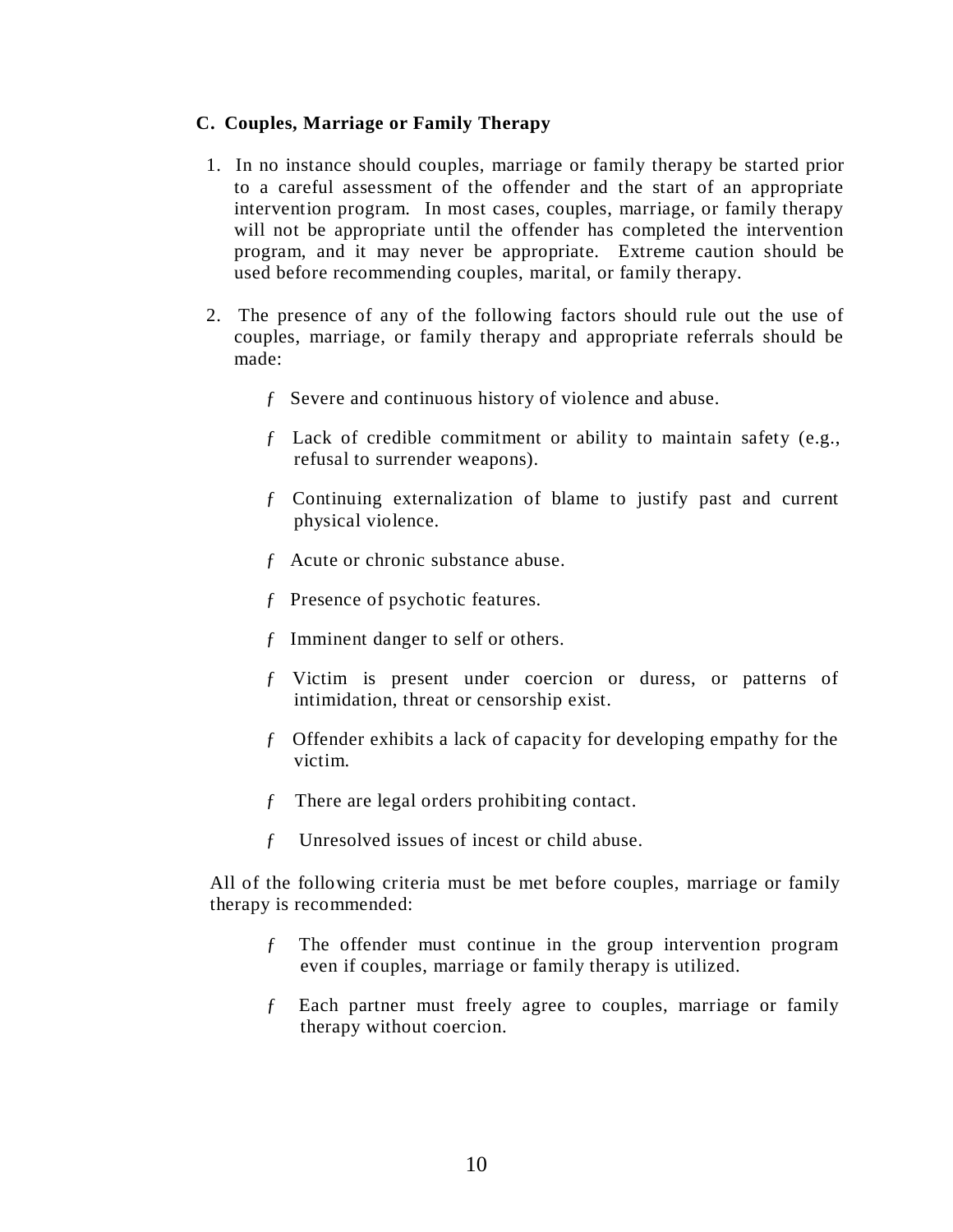### C. Couples, Marriage or Family Therapy

1. In no instance should couples, marriage or family therapy be started prior to a careful assessment of the offender and the start of an appropriate intervention program. In most cases, couples, marriage, or family therapy will not be appropriate until the offender has completed the intervention program, and it may never be appropriate. Extreme caution should be used before recommending couples, marital, or family therapy.

2. The presence of any of the following factors should rule out the use of couples, marriage, or family therapy and appropriate referrals should be made:

    - Severe and continuous history of violence and abuse.
    - Lack of credible commitment or ability to maintain safety (e.g., refusal to surrender weapons).
    - Continuing externalization of blame to justify past and current physical violence.
    - Acute or chronic substance abuse.
    - Presence of psychotic features.
    - Imminent danger to self or others.
    - Victim is present under coercion or duress, or patterns of intimidation, threat or censorship exist.
    - Offender exhibits a lack of capacity for developing empathy for the victim.
    - There are legal orders prohibiting contact.
    - Unresolved issues of incest or child abuse.

All of the following criteria must be met before couples, marriage or family therapy is recommended:

- The offender must continue in the group intervention program even if couples, marriage or family therapy is utilized.
- Each partner must freely agree to couples, marriage or family therapy without coercion.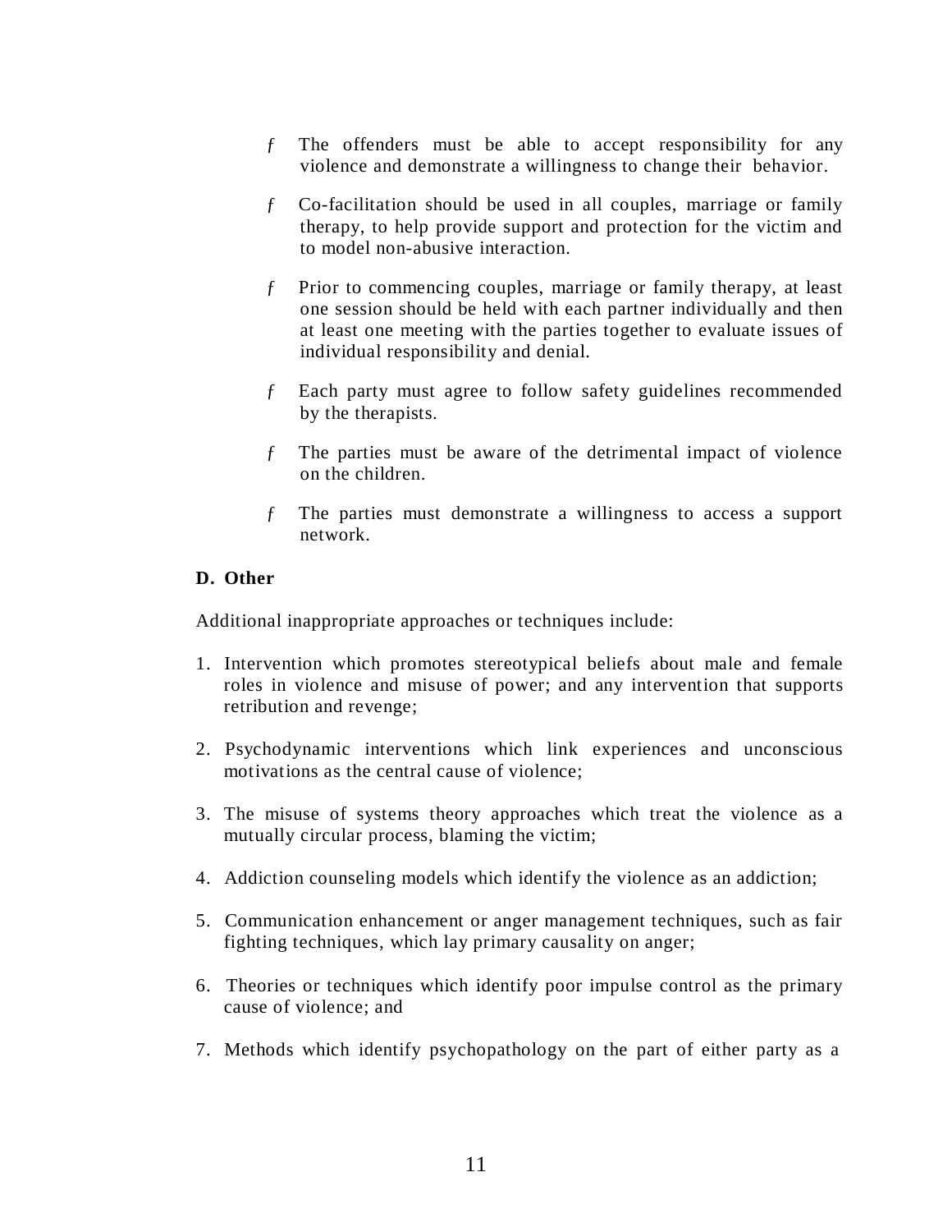- The offenders must be able to accept responsibility for any violence and demonstrate a willingness to change their behavior.

- Co-facilitation should be used in all couples, marriage or family therapy, to help provide support and protection for the victim and to model non-abusive interaction.

- Prior to commencing couples, marriage or family therapy, at least one session should be held with each partner individually and then at least one meeting with the parties together to evaluate issues of individual responsibility and denial.

- Each party must agree to follow safety guidelines recommended by the therapists.

- The parties must be aware of the detrimental impact of violence on the children.

- The parties must demonstrate a willingness to access a support network.

**D. Other**

Additional inappropriate approaches or techniques include:

1. Intervention which promotes stereotypical beliefs about male and female roles in violence and misuse of power; and any intervention that supports retribution and revenge;

2. Psychodynamic interventions which link experiences and unconscious motivations as the central cause of violence;

3. The misuse of systems theory approaches which treat the violence as a mutually circular process, blaming the victim;

4. Addiction counseling models which identify the violence as an addiction;

5. Communication enhancement or anger management techniques, such as fair fighting techniques, which lay primary causality on anger;

6. Theories or techniques which identify poor impulse control as the primary cause of violence; and

7. Methods which identify psychopathology on the part of either party as a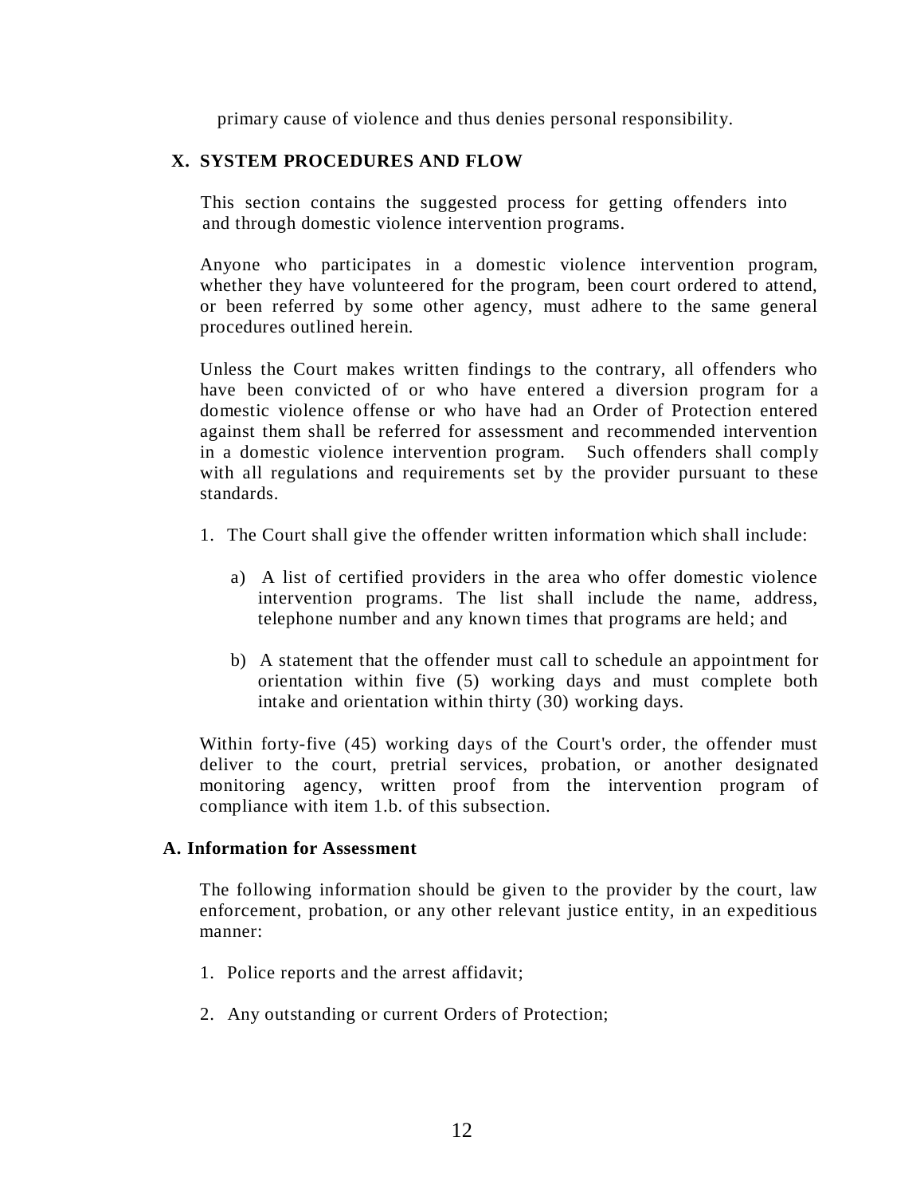primary cause of violence and thus denies personal responsibility.

## X. SYSTEM PROCEDURES AND FLOW

This section contains the suggested process for getting offenders into and through domestic violence intervention programs.

Anyone who participates in a domestic violence intervention program, whether they have volunteered for the program, been court ordered to attend, or been referred by some other agency, must adhere to the same general procedures outlined herein.

Unless the Court makes written findings to the contrary, all offenders who have been convicted of or who have entered a diversion program for a domestic violence offense or who have had an Order of Protection entered against them shall be referred for assessment and recommended intervention in a domestic violence intervention program. Such offenders shall comply with all regulations and requirements set by the provider pursuant to these standards.

1. The Court shall give the offender written information which shall include:

   a) A list of certified providers in the area who offer domestic violence intervention programs. The list shall include the name, address, telephone number and any known times that programs are held; and

   b) A statement that the offender must call to schedule an appointment for orientation within five (5) working days and must complete both intake and orientation within thirty (30) working days.

Within forty-five (45) working days of the Court's order, the offender must deliver to the court, pretrial services, probation, or another designated monitoring agency, written proof from the intervention program of compliance with item 1.b. of this subsection.

### A. Information for Assessment

The following information should be given to the provider by the court, law enforcement, probation, or any other relevant justice entity, in an expeditious manner:

1. Police reports and the arrest affidavit;

2. Any outstanding or current Orders of Protection;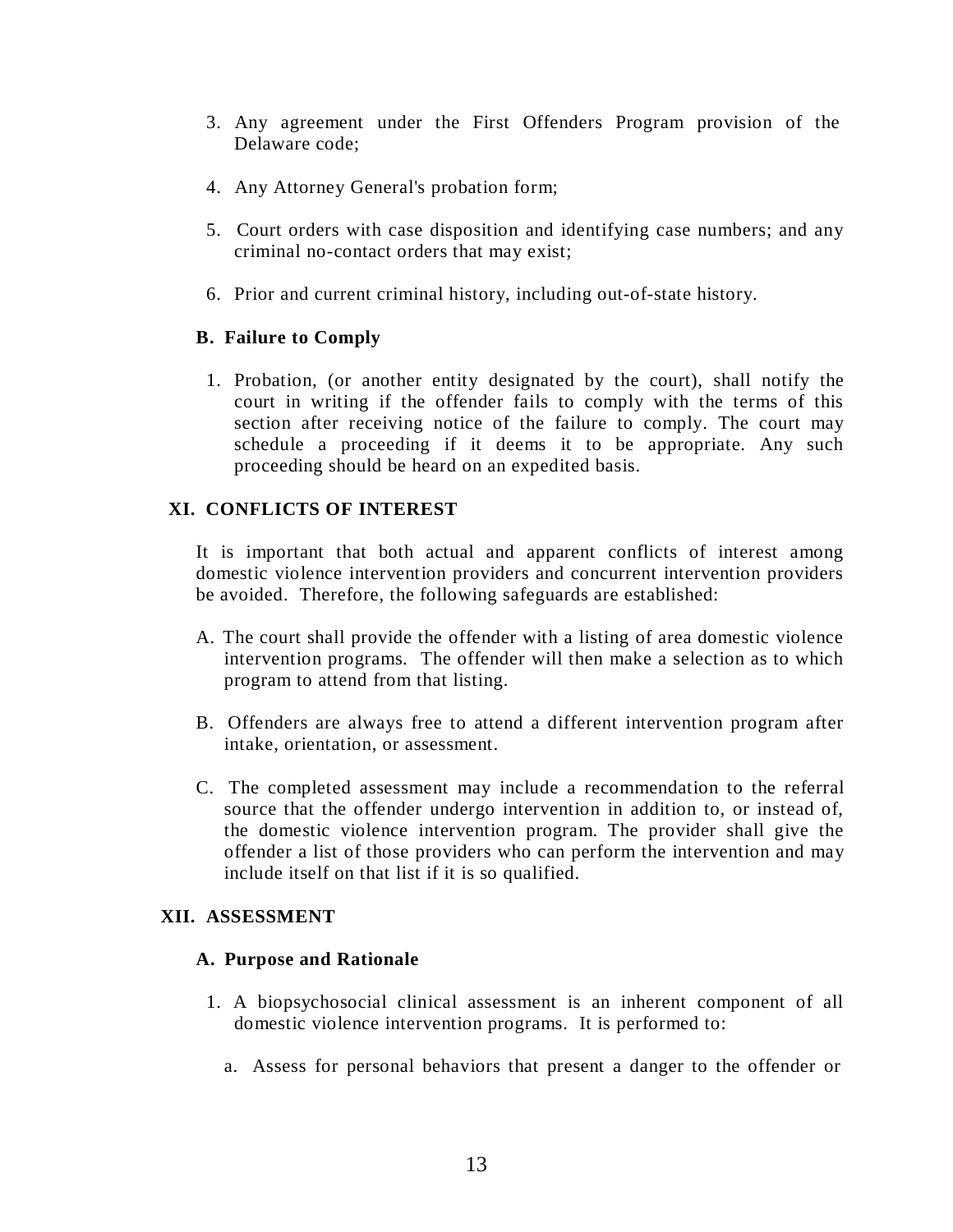3. Any agreement under the First Offenders Program provision of the Delaware code;

4. Any Attorney General's probation form;

5. Court orders with case disposition and identifying case numbers; and any criminal no-contact orders that may exist;

6. Prior and current criminal history, including out-of-state history.

### B. Failure to Comply

1. Probation, (or another entity designated by the court), shall notify the court in writing if the offender fails to comply with the terms of this section after receiving notice of the failure to comply. The court may schedule a proceeding if it deems it to be appropriate. Any such proceeding should be heard on an expedited basis.

## XI. CONFLICTS OF INTEREST

It is important that both actual and apparent conflicts of interest among domestic violence intervention providers and concurrent intervention providers be avoided. Therefore, the following safeguards are established:

A. The court shall provide the offender with a listing of area domestic violence intervention programs. The offender will then make a selection as to which program to attend from that listing.

B. Offenders are always free to attend a different intervention program after intake, orientation, or assessment.

C. The completed assessment may include a recommendation to the referral source that the offender undergo intervention in addition to, or instead of, the domestic violence intervention program. The provider shall give the offender a list of those providers who can perform the intervention and may include itself on that list if it is so qualified.

## XII. ASSESSMENT

### A. Purpose and Rationale

1. A biopsychosocial clinical assessment is an inherent component of all domestic violence intervention programs. It is performed to:

   a. Assess for personal behaviors that present a danger to the offender or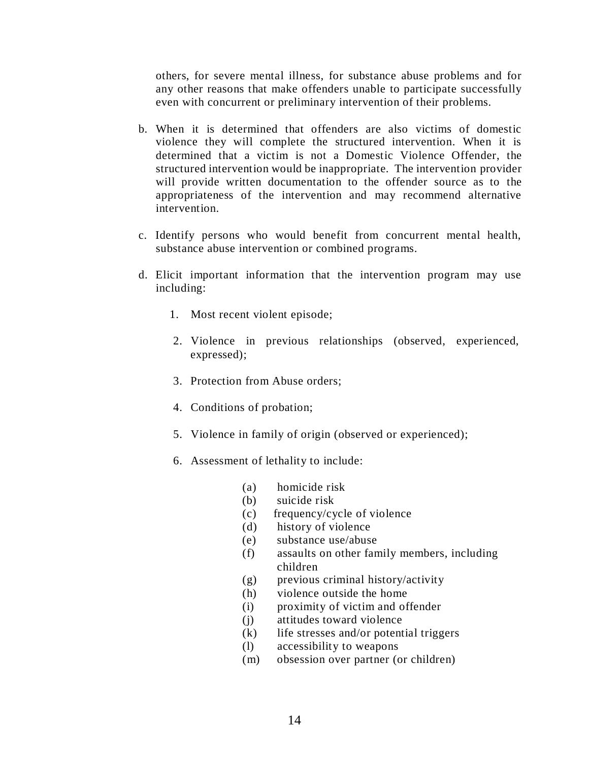others, for severe mental illness, for substance abuse problems and for any other reasons that make offenders unable to participate successfully even with concurrent or preliminary intervention of their problems.

b. When it is determined that offenders are also victims of domestic violence they will complete the structured intervention. When it is determined that a victim is not a Domestic Violence Offender, the structured intervention would be inappropriate. The intervention provider will provide written documentation to the offender source as to the appropriateness of the intervention and may recommend alternative intervention.

c. Identify persons who would benefit from concurrent mental health, substance abuse intervention or combined programs.

d. Elicit important information that the intervention program may use including:

   1. Most recent violent episode;

   2. Violence in previous relationships (observed, experienced, expressed);

   3. Protection from Abuse orders;

   4. Conditions of probation;

   5. Violence in family of origin (observed or experienced);

   6. Assessment of lethality to include:

      (a) homicide risk
      (b) suicide risk
      (c) frequency/cycle of violence
      (d) history of violence
      (e) substance use/abuse
      (f) assaults on other family members, including children
      (g) previous criminal history/activity
      (h) violence outside the home
      (i) proximity of victim and offender
      (j) attitudes toward violence
      (k) life stresses and/or potential triggers
      (l) accessibility to weapons
      (m) obsession over partner (or children)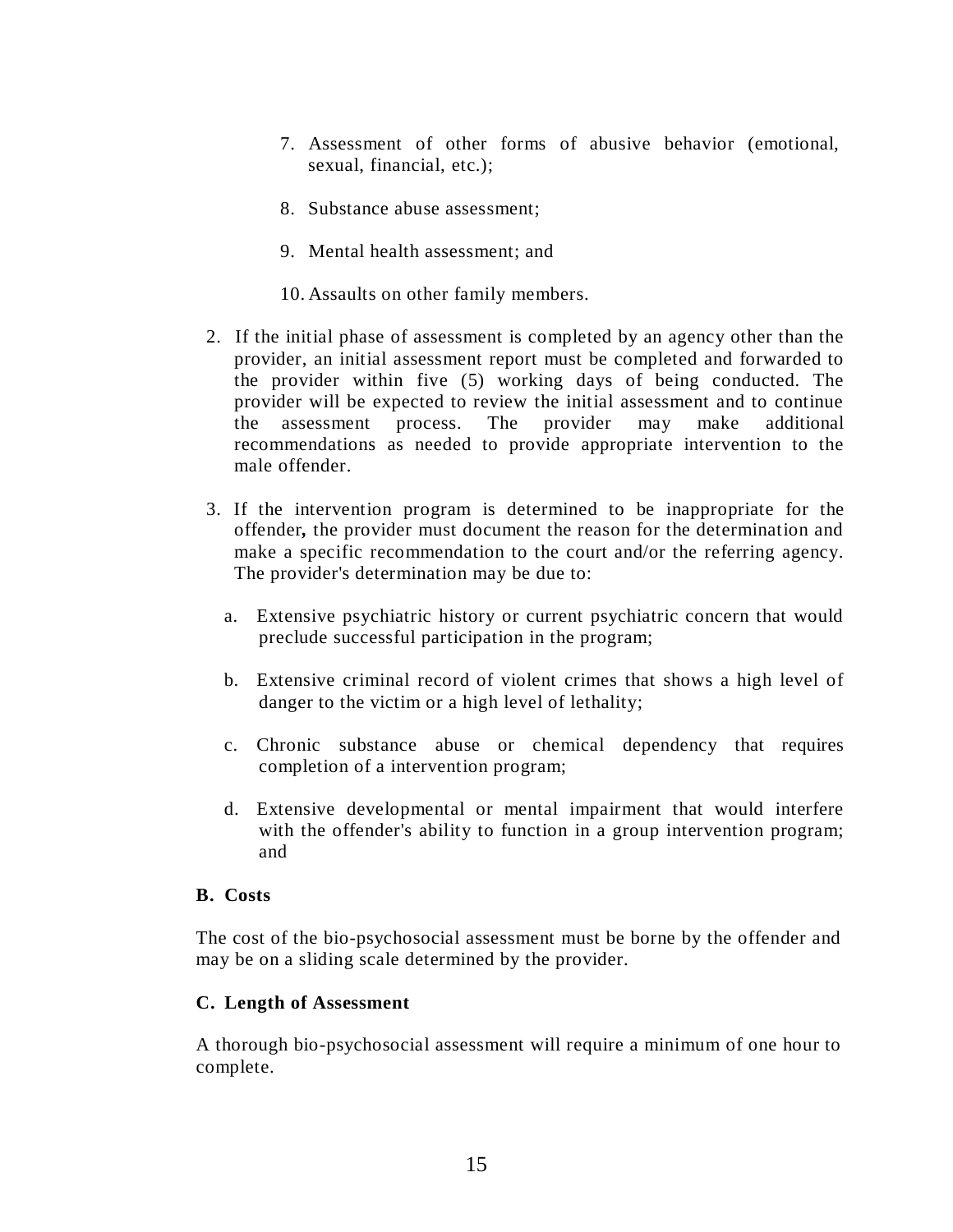7. Assessment of other forms of abusive behavior (emotional, sexual, financial, etc.);

8. Substance abuse assessment;

9. Mental health assessment; and

10. Assaults on other family members.

2. If the initial phase of assessment is completed by an agency other than the provider, an initial assessment report must be completed and forwarded to the provider within five (5) working days of being conducted. The provider will be expected to review the initial assessment and to continue the assessment process. The provider may make additional recommendations as needed to provide appropriate intervention to the male offender.

3. If the intervention program is determined to be inappropriate for the offender**,** the provider must document the reason for the determination and make a specific recommendation to the court and/or the referring agency. The provider's determination may be due to:

   a. Extensive psychiatric history or current psychiatric concern that would preclude successful participation in the program;

   b. Extensive criminal record of violent crimes that shows a high level of danger to the victim or a high level of lethality;

   c. Chronic substance abuse or chemical dependency that requires completion of a intervention program;

   d. Extensive developmental or mental impairment that would interfere with the offender's ability to function in a group intervention program; and

**B. Costs**

The cost of the bio-psychosocial assessment must be borne by the offender and may be on a sliding scale determined by the provider.

**C. Length of Assessment**

A thorough bio-psychosocial assessment will require a minimum of one hour to complete.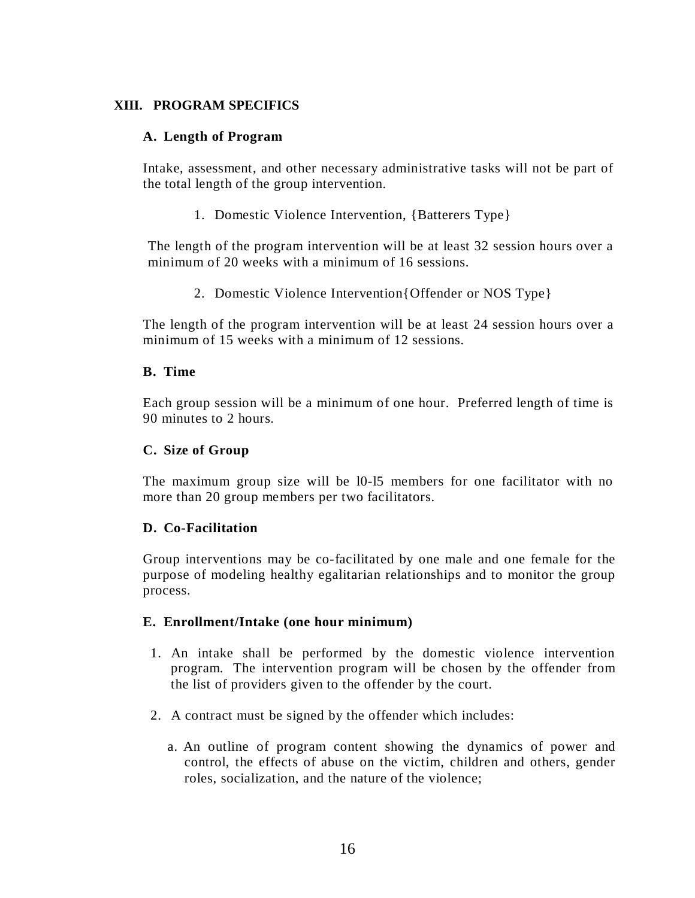## XIII. PROGRAM SPECIFICS

### A. Length of Program

Intake, assessment, and other necessary administrative tasks will not be part of the total length of the group intervention.

1. Domestic Violence Intervention, {Batterers Type}

The length of the program intervention will be at least 32 session hours over a minimum of 20 weeks with a minimum of 16 sessions.

2. Domestic Violence Intervention{Offender or NOS Type}

The length of the program intervention will be at least 24 session hours over a minimum of 15 weeks with a minimum of 12 sessions.

### B. Time

Each group session will be a minimum of one hour. Preferred length of time is 90 minutes to 2 hours.

### C. Size of Group

The maximum group size will be l0-l5 members for one facilitator with no more than 20 group members per two facilitators.

### D. Co-Facilitation

Group interventions may be co-facilitated by one male and one female for the purpose of modeling healthy egalitarian relationships and to monitor the group process.

### E. Enrollment/Intake (one hour minimum)

1. An intake shall be performed by the domestic violence intervention program. The intervention program will be chosen by the offender from the list of providers given to the offender by the court.
2. A contract must be signed by the offender which includes:

   a. An outline of program content showing the dynamics of power and control, the effects of abuse on the victim, children and others, gender roles, socialization, and the nature of the violence;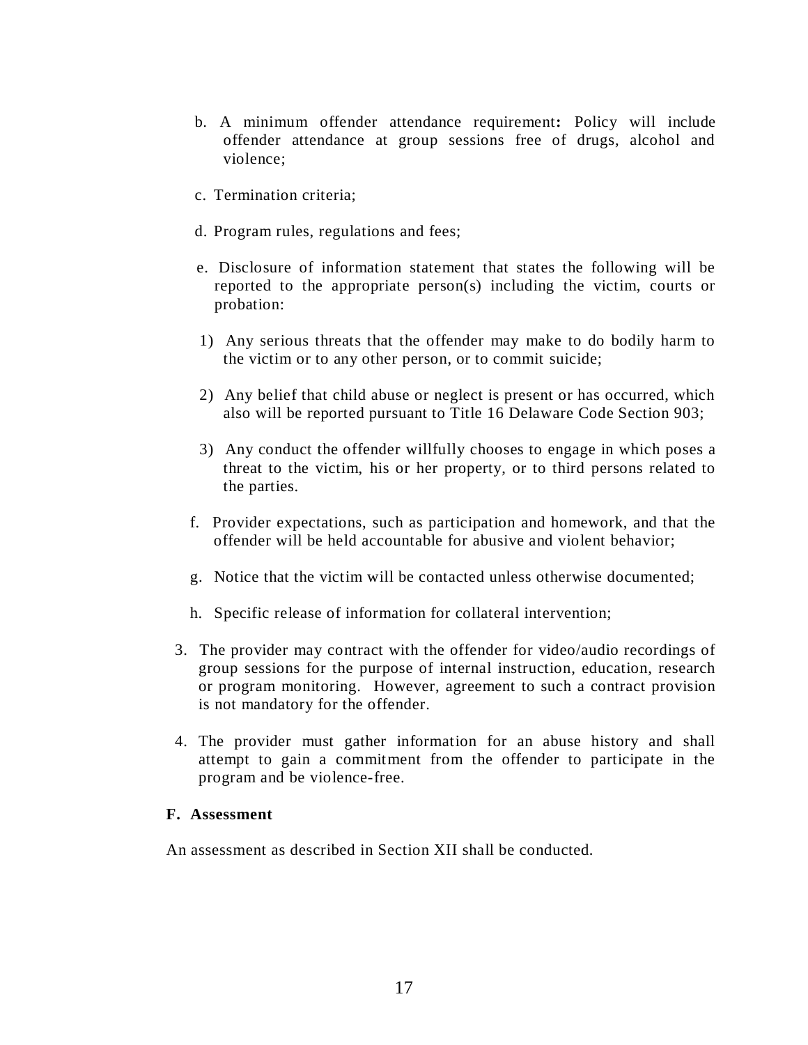b. A minimum offender attendance requirement**:** Policy will include offender attendance at group sessions free of drugs, alcohol and violence;

c. Termination criteria;

d. Program rules, regulations and fees;

e. Disclosure of information statement that states the following will be reported to the appropriate person(s) including the victim, courts or probation:

1) Any serious threats that the offender may make to do bodily harm to the victim or to any other person, or to commit suicide;

2) Any belief that child abuse or neglect is present or has occurred, which also will be reported pursuant to Title 16 Delaware Code Section 903;

3) Any conduct the offender willfully chooses to engage in which poses a threat to the victim, his or her property, or to third persons related to the parties.

f. Provider expectations, such as participation and homework, and that the offender will be held accountable for abusive and violent behavior;

g. Notice that the victim will be contacted unless otherwise documented;

h. Specific release of information for collateral intervention;

3. The provider may contract with the offender for video/audio recordings of group sessions for the purpose of internal instruction, education, research or program monitoring. However, agreement to such a contract provision is not mandatory for the offender.

4. The provider must gather information for an abuse history and shall attempt to gain a commitment from the offender to participate in the program and be violence-free.

**F. Assessment**

An assessment as described in Section XII shall be conducted.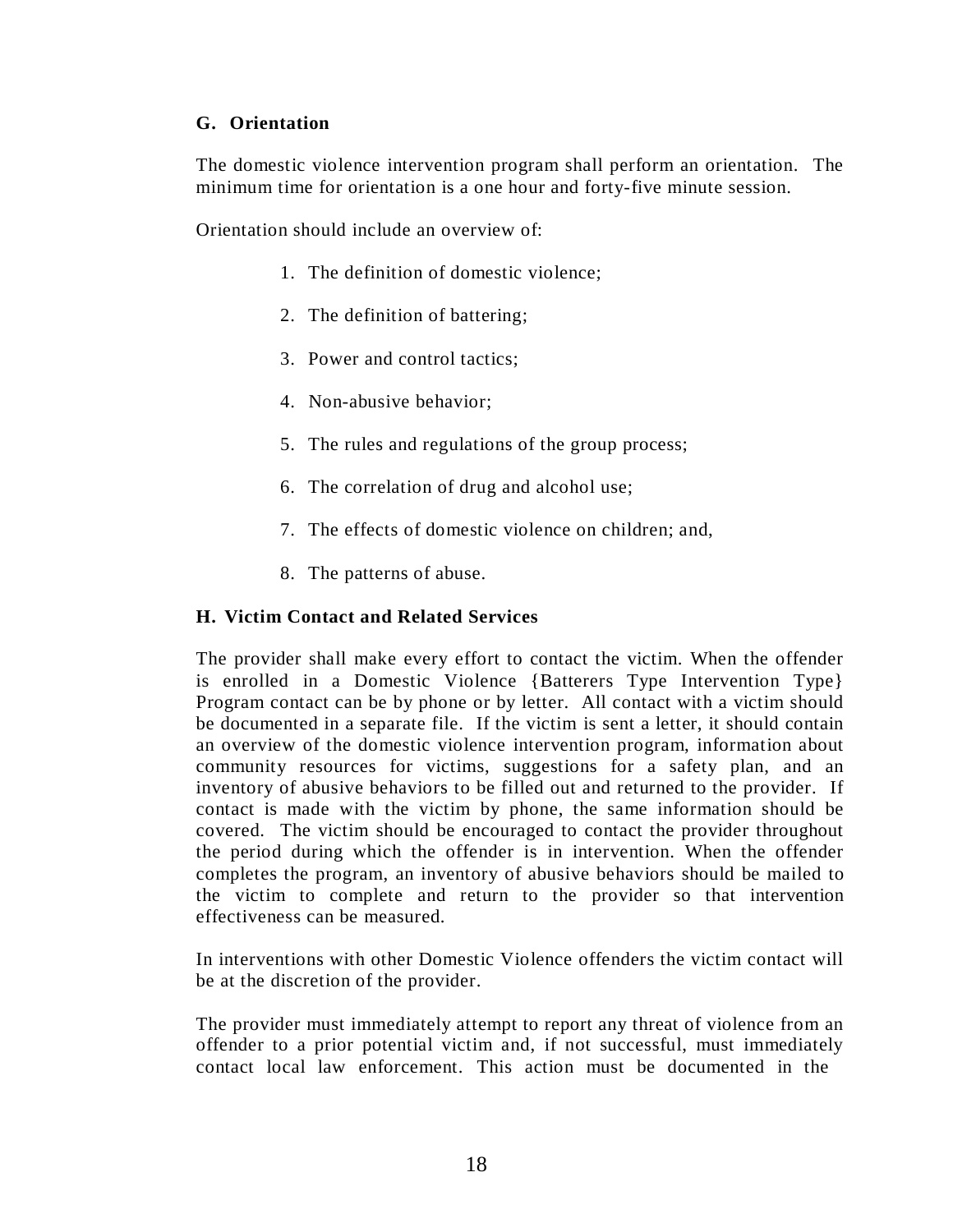### G. Orientation

The domestic violence intervention program shall perform an orientation. The minimum time for orientation is a one hour and forty-five minute session.

Orientation should include an overview of:

1. The definition of domestic violence;
2. The definition of battering;
3. Power and control tactics;
4. Non-abusive behavior;
5. The rules and regulations of the group process;
6. The correlation of drug and alcohol use;
7. The effects of domestic violence on children; and,
8. The patterns of abuse.

### H. Victim Contact and Related Services

The provider shall make every effort to contact the victim. When the offender is enrolled in a Domestic Violence {Batterers Type Intervention Type} Program contact can be by phone or by letter. All contact with a victim should be documented in a separate file. If the victim is sent a letter, it should contain an overview of the domestic violence intervention program, information about community resources for victims, suggestions for a safety plan, and an inventory of abusive behaviors to be filled out and returned to the provider. If contact is made with the victim by phone, the same information should be covered. The victim should be encouraged to contact the provider throughout the period during which the offender is in intervention. When the offender completes the program, an inventory of abusive behaviors should be mailed to the victim to complete and return to the provider so that intervention effectiveness can be measured.

In interventions with other Domestic Violence offenders the victim contact will be at the discretion of the provider.

The provider must immediately attempt to report any threat of violence from an offender to a prior potential victim and, if not successful, must immediately contact local law enforcement. This action must be documented in the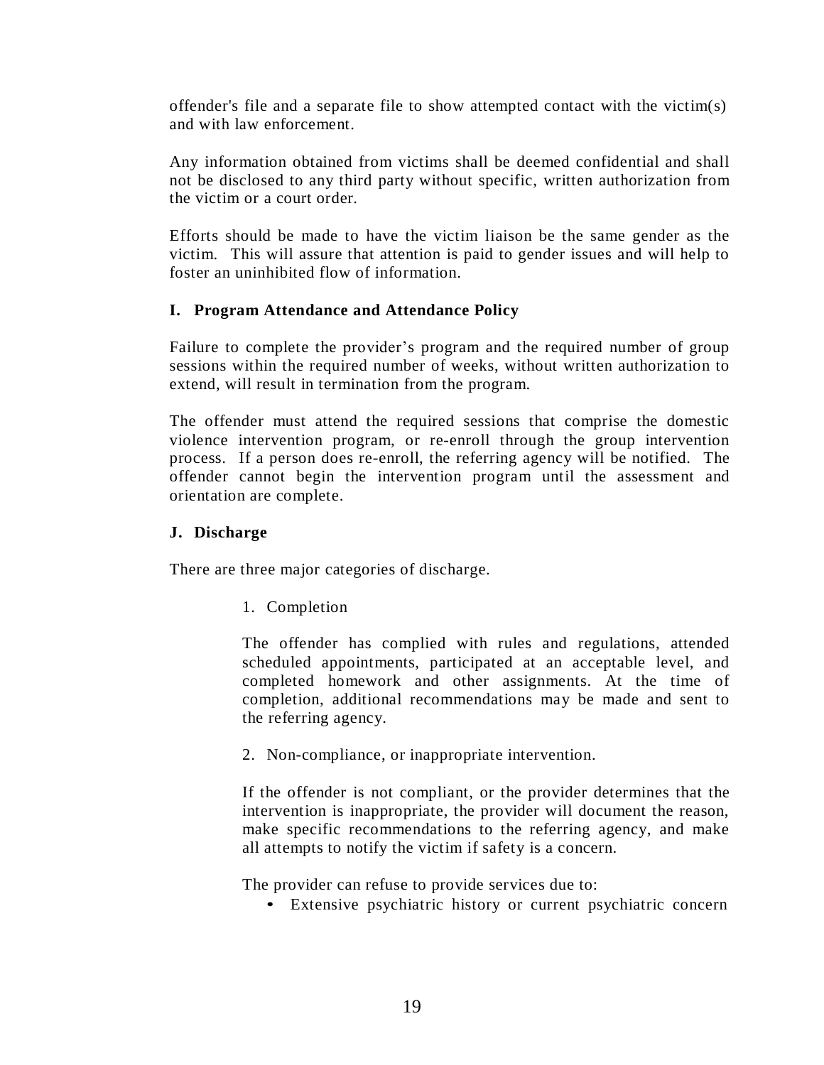offender's file and a separate file to show attempted contact with the victim(s) and with law enforcement.

Any information obtained from victims shall be deemed confidential and shall not be disclosed to any third party without specific, written authorization from the victim or a court order.

Efforts should be made to have the victim liaison be the same gender as the victim. This will assure that attention is paid to gender issues and will help to foster an uninhibited flow of information.

### I. Program Attendance and Attendance Policy

Failure to complete the provider's program and the required number of group sessions within the required number of weeks, without written authorization to extend, will result in termination from the program.

The offender must attend the required sessions that comprise the domestic violence intervention program, or re-enroll through the group intervention process. If a person does re-enroll, the referring agency will be notified. The offender cannot begin the intervention program until the assessment and orientation are complete.

### J. Discharge

There are three major categories of discharge.

1. Completion

   The offender has complied with rules and regulations, attended scheduled appointments, participated at an acceptable level, and completed homework and other assignments. At the time of completion, additional recommendations may be made and sent to the referring agency.

2. Non-compliance, or inappropriate intervention.

   If the offender is not compliant, or the provider determines that the intervention is inappropriate, the provider will document the reason, make specific recommendations to the referring agency, and make all attempts to notify the victim if safety is a concern.

   The provider can refuse to provide services due to:

   - Extensive psychiatric history or current psychiatric concern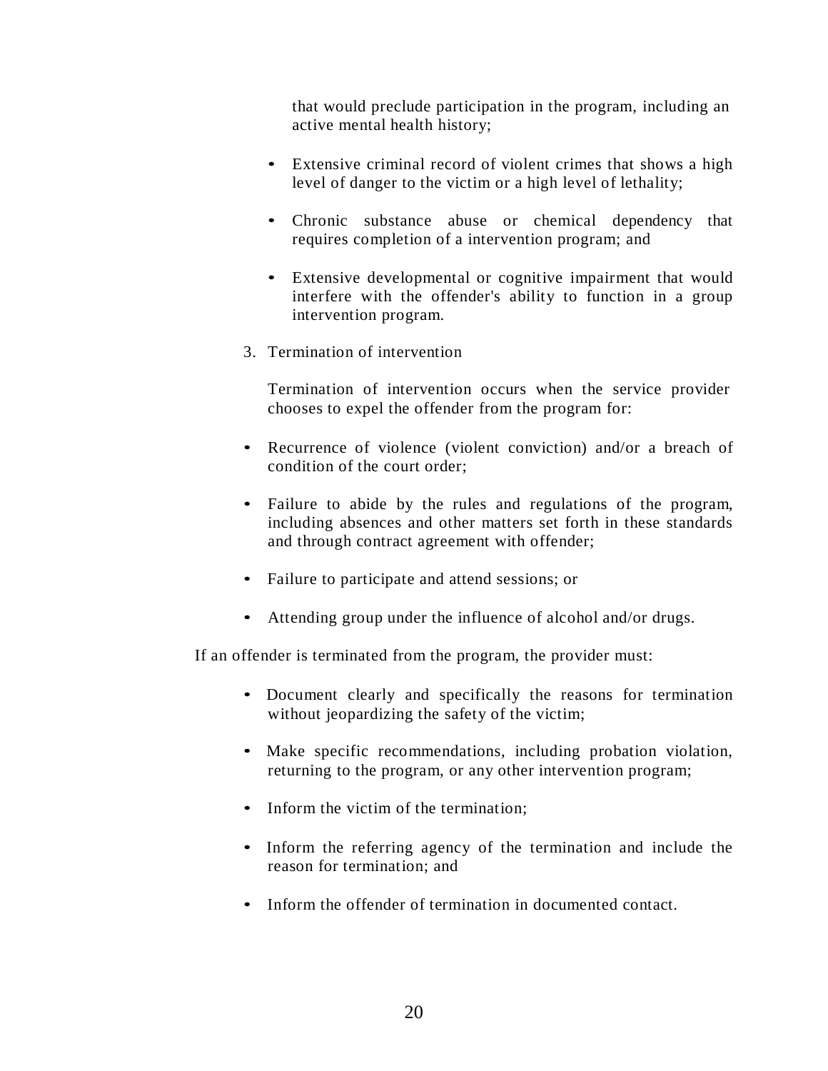that would preclude participation in the program, including an active mental health history;

- Extensive criminal record of violent crimes that shows a high level of danger to the victim or a high level of lethality;

- Chronic substance abuse or chemical dependency that requires completion of a intervention program; and

- Extensive developmental or cognitive impairment that would interfere with the offender's ability to function in a group intervention program.

3. Termination of intervention

   Termination of intervention occurs when the service provider chooses to expel the offender from the program for:

- Recurrence of violence (violent conviction) and/or a breach of condition of the court order;

- Failure to abide by the rules and regulations of the program, including absences and other matters set forth in these standards and through contract agreement with offender;

- Failure to participate and attend sessions; or

- Attending group under the influence of alcohol and/or drugs.

If an offender is terminated from the program, the provider must:

- Document clearly and specifically the reasons for termination without jeopardizing the safety of the victim;

- Make specific recommendations, including probation violation, returning to the program, or any other intervention program;

- Inform the victim of the termination;

- Inform the referring agency of the termination and include the reason for termination; and

- Inform the offender of termination in documented contact.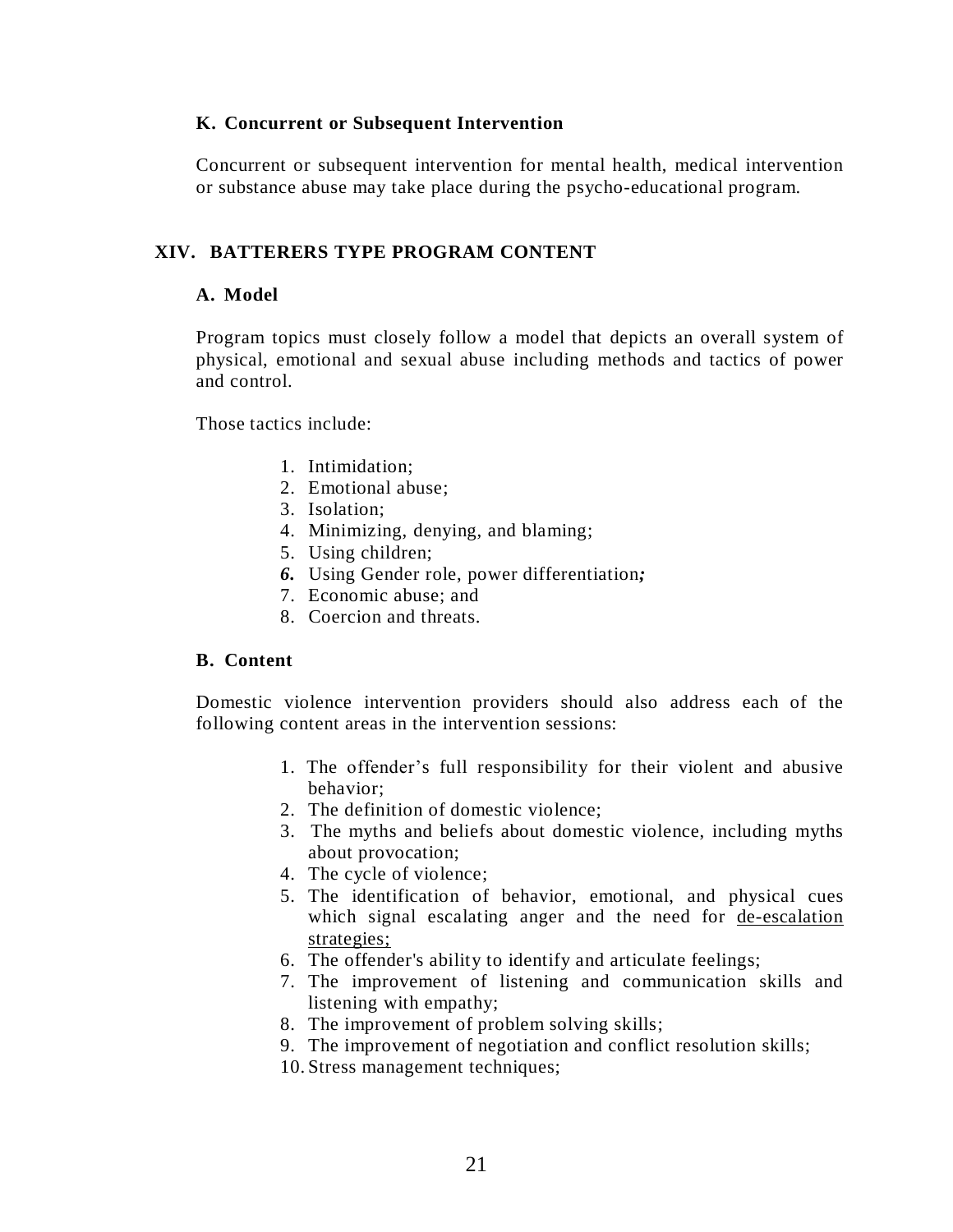### K. Concurrent or Subsequent Intervention

Concurrent or subsequent intervention for mental health, medical intervention or substance abuse may take place during the psycho-educational program.

## XIV. BATTERERS TYPE PROGRAM CONTENT

### A. Model

Program topics must closely follow a model that depicts an overall system of physical, emotional and sexual abuse including methods and tactics of power and control.

Those tactics include:

1. Intimidation;
2. Emotional abuse;
3. Isolation;
4. Minimizing, denying, and blaming;
5. Using children;
6. Using Gender role, power differentiation***;***
7. Economic abuse; and
8. Coercion and threats.

### B. Content

Domestic violence intervention providers should also address each of the following content areas in the intervention sessions:

1. The offender's full responsibility for their violent and abusive behavior;
2. The definition of domestic violence;
3. The myths and beliefs about domestic violence, including myths about provocation;
4. The cycle of violence;
5. The identification of behavior, emotional, and physical cues which signal escalating anger and the need for <u>de-escalation strategies;</u>
6. The offender's ability to identify and articulate feelings;
7. The improvement of listening and communication skills and listening with empathy;
8. The improvement of problem solving skills;
9. The improvement of negotiation and conflict resolution skills;
10. Stress management techniques;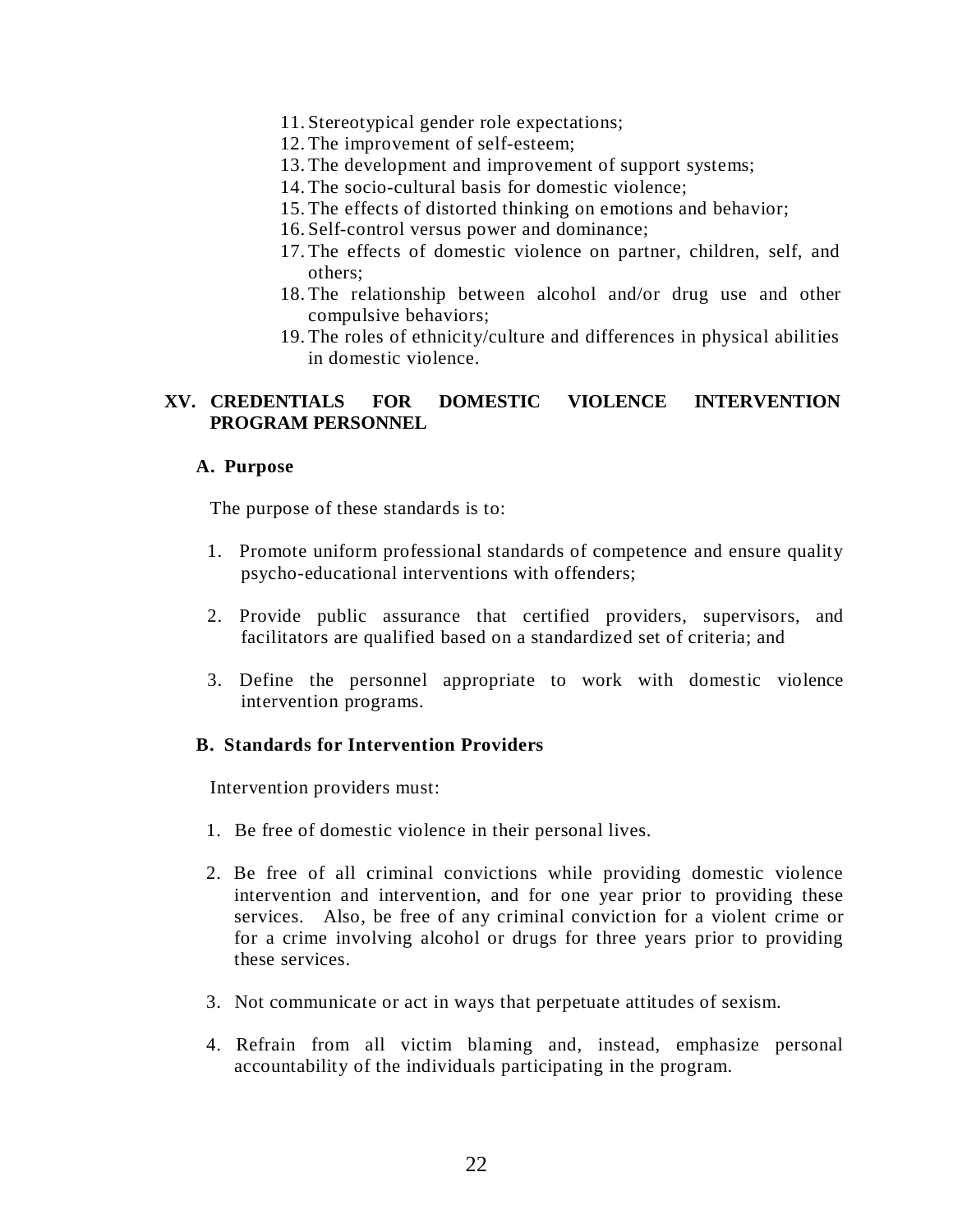11. Stereotypical gender role expectations;
12. The improvement of self-esteem;
13. The development and improvement of support systems;
14. The socio-cultural basis for domestic violence;
15. The effects of distorted thinking on emotions and behavior;
16. Self-control versus power and dominance;
17. The effects of domestic violence on partner, children, self, and others;
18. The relationship between alcohol and/or drug use and other compulsive behaviors;
19. The roles of ethnicity/culture and differences in physical abilities in domestic violence.

## XV. CREDENTIALS FOR DOMESTIC VIOLENCE INTERVENTION PROGRAM PERSONNEL

### A. Purpose

The purpose of these standards is to:

1. Promote uniform professional standards of competence and ensure quality psycho-educational interventions with offenders;

2. Provide public assurance that certified providers, supervisors, and facilitators are qualified based on a standardized set of criteria; and

3. Define the personnel appropriate to work with domestic violence intervention programs.

### B. Standards for Intervention Providers

Intervention providers must:

1. Be free of domestic violence in their personal lives.

2. Be free of all criminal convictions while providing domestic violence intervention and intervention, and for one year prior to providing these services. Also, be free of any criminal conviction for a violent crime or for a crime involving alcohol or drugs for three years prior to providing these services.

3. Not communicate or act in ways that perpetuate attitudes of sexism.

4. Refrain from all victim blaming and, instead, emphasize personal accountability of the individuals participating in the program.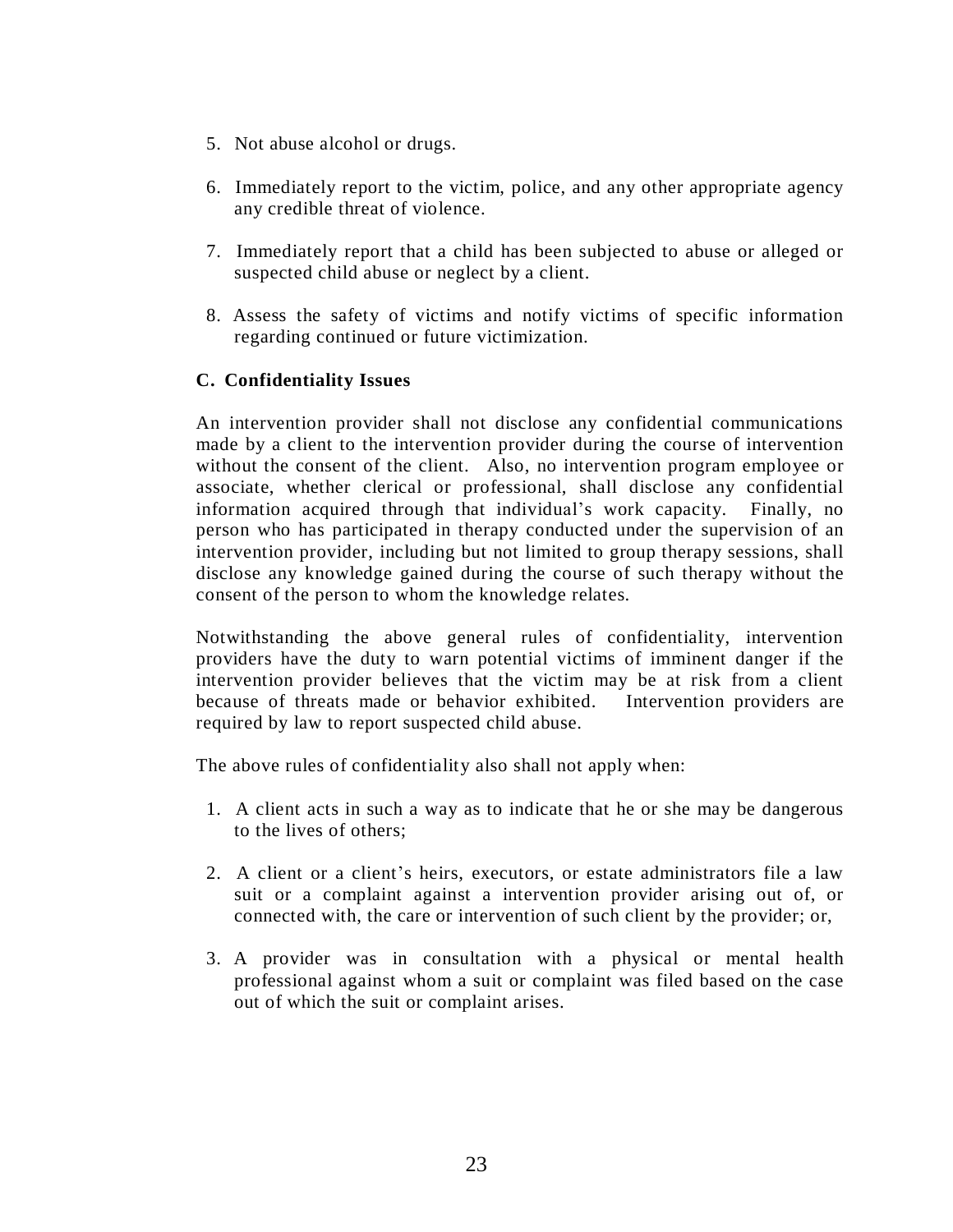5. Not abuse alcohol or drugs.

6. Immediately report to the victim, police, and any other appropriate agency any credible threat of violence.

7. Immediately report that a child has been subjected to abuse or alleged or suspected child abuse or neglect by a client.

8. Assess the safety of victims and notify victims of specific information regarding continued or future victimization.

### C. Confidentiality Issues

An intervention provider shall not disclose any confidential communications made by a client to the intervention provider during the course of intervention without the consent of the client. Also, no intervention program employee or associate, whether clerical or professional, shall disclose any confidential information acquired through that individual's work capacity. Finally, no person who has participated in therapy conducted under the supervision of an intervention provider, including but not limited to group therapy sessions, shall disclose any knowledge gained during the course of such therapy without the consent of the person to whom the knowledge relates.

Notwithstanding the above general rules of confidentiality, intervention providers have the duty to warn potential victims of imminent danger if the intervention provider believes that the victim may be at risk from a client because of threats made or behavior exhibited. Intervention providers are required by law to report suspected child abuse.

The above rules of confidentiality also shall not apply when:

1. A client acts in such a way as to indicate that he or she may be dangerous to the lives of others;

2. A client or a client's heirs, executors, or estate administrators file a law suit or a complaint against a intervention provider arising out of, or connected with, the care or intervention of such client by the provider; or,

3. A provider was in consultation with a physical or mental health professional against whom a suit or complaint was filed based on the case out of which the suit or complaint arises.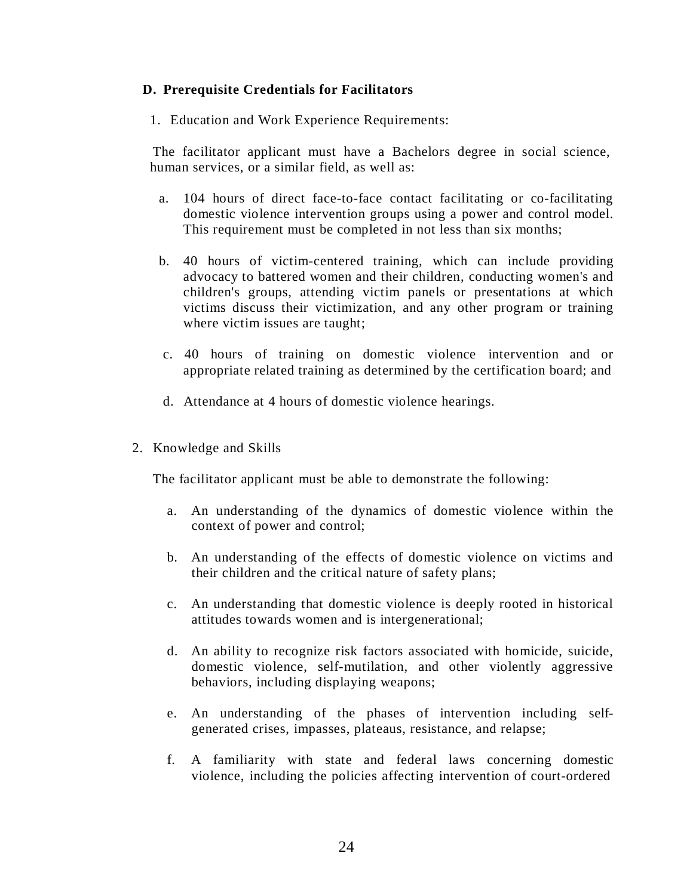### D. Prerequisite Credentials for Facilitators

1. Education and Work Experience Requirements:

The facilitator applicant must have a Bachelors degree in social science, human services, or a similar field, as well as:

a. 104 hours of direct face-to-face contact facilitating or co-facilitating domestic violence intervention groups using a power and control model. This requirement must be completed in not less than six months;

b. 40 hours of victim-centered training, which can include providing advocacy to battered women and their children, conducting women's and children's groups, attending victim panels or presentations at which victims discuss their victimization, and any other program or training where victim issues are taught;

c. 40 hours of training on domestic violence intervention and or appropriate related training as determined by the certification board; and

d. Attendance at 4 hours of domestic violence hearings.

2. Knowledge and Skills

The facilitator applicant must be able to demonstrate the following:

a. An understanding of the dynamics of domestic violence within the context of power and control;

b. An understanding of the effects of domestic violence on victims and their children and the critical nature of safety plans;

c. An understanding that domestic violence is deeply rooted in historical attitudes towards women and is intergenerational;

d. An ability to recognize risk factors associated with homicide, suicide, domestic violence, self-mutilation, and other violently aggressive behaviors, including displaying weapons;

e. An understanding of the phases of intervention including self-generated crises, impasses, plateaus, resistance, and relapse;

f. A familiarity with state and federal laws concerning domestic violence, including the policies affecting intervention of court-ordered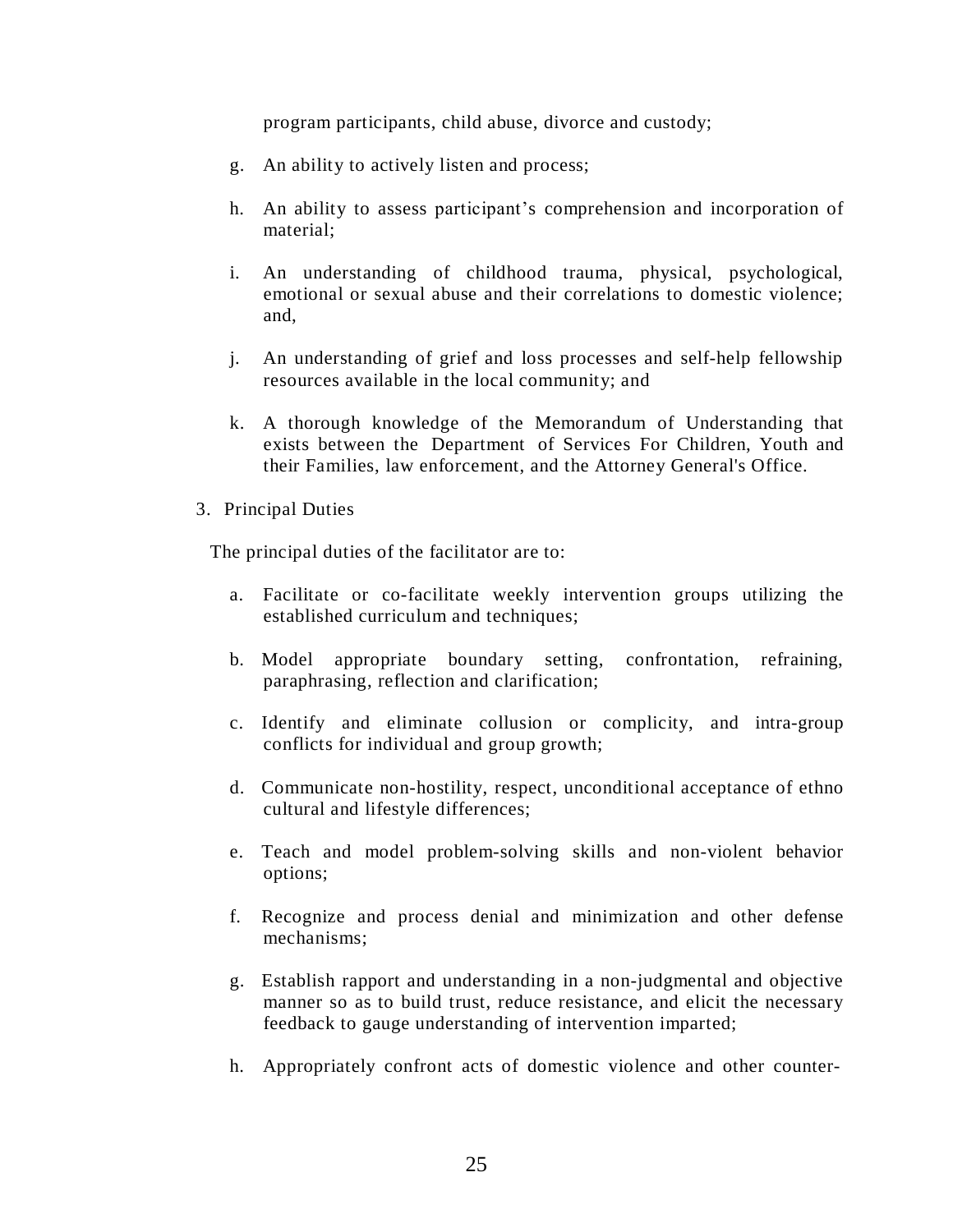program participants, child abuse, divorce and custody;

g. An ability to actively listen and process;

h. An ability to assess participant's comprehension and incorporation of material;

i. An understanding of childhood trauma, physical, psychological, emotional or sexual abuse and their correlations to domestic violence; and,

j. An understanding of grief and loss processes and self-help fellowship resources available in the local community; and

k. A thorough knowledge of the Memorandum of Understanding that exists between the Department of Services For Children, Youth and their Families, law enforcement, and the Attorney General's Office.

3. Principal Duties

The principal duties of the facilitator are to:

a. Facilitate or co-facilitate weekly intervention groups utilizing the established curriculum and techniques;

b. Model appropriate boundary setting, confrontation, refraining, paraphrasing, reflection and clarification;

c. Identify and eliminate collusion or complicity, and intra-group conflicts for individual and group growth;

d. Communicate non-hostility, respect, unconditional acceptance of ethno cultural and lifestyle differences;

e. Teach and model problem-solving skills and non-violent behavior options;

f. Recognize and process denial and minimization and other defense mechanisms;

g. Establish rapport and understanding in a non-judgmental and objective manner so as to build trust, reduce resistance, and elicit the necessary feedback to gauge understanding of intervention imparted;

h. Appropriately confront acts of domestic violence and other counter-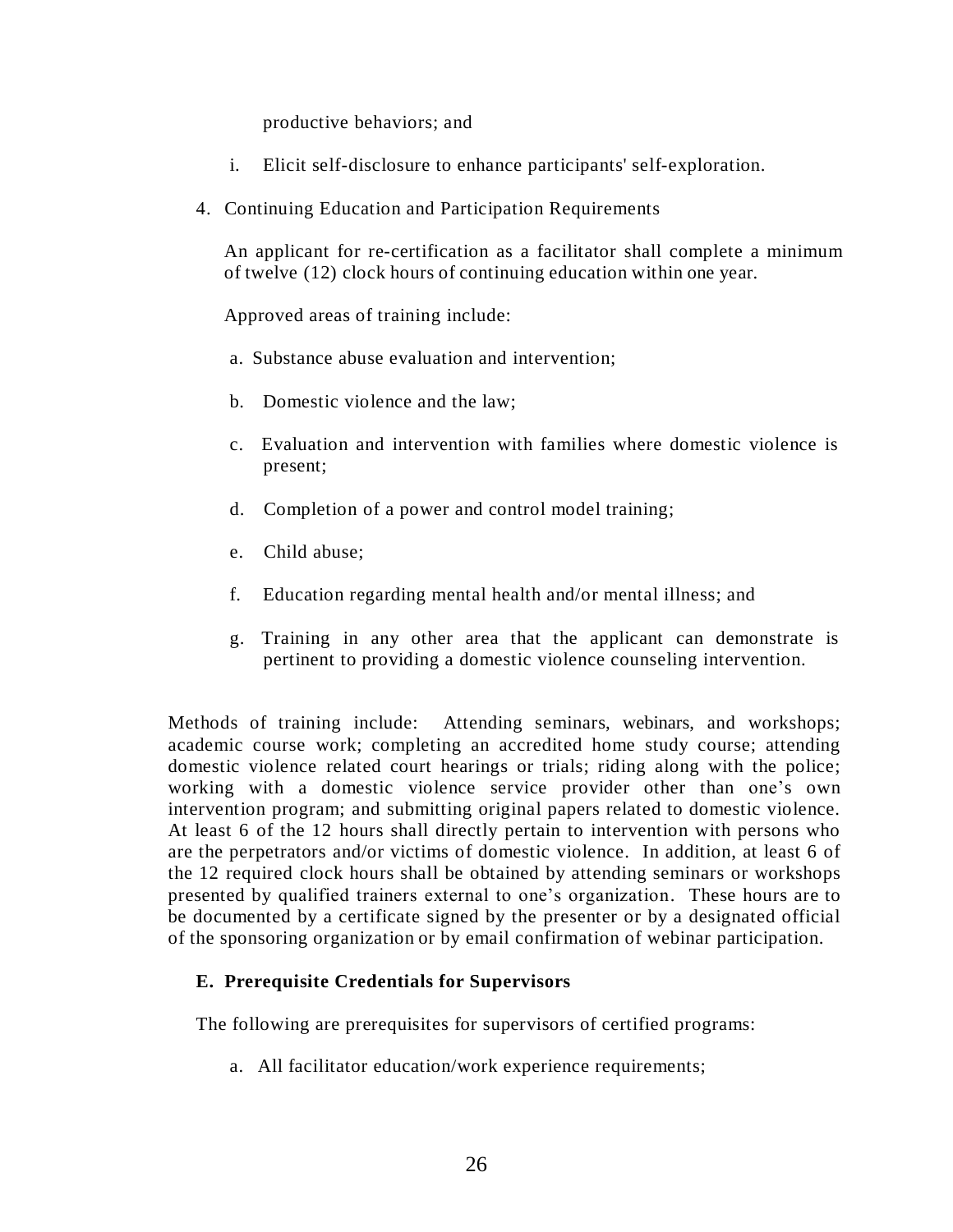productive behaviors; and

i. Elicit self-disclosure to enhance participants' self-exploration.

4. Continuing Education and Participation Requirements

   An applicant for re-certification as a facilitator shall complete a minimum of twelve (12) clock hours of continuing education within one year.

   Approved areas of training include:

   a. Substance abuse evaluation and intervention;

   b. Domestic violence and the law;

   c. Evaluation and intervention with families where domestic violence is present;

   d. Completion of a power and control model training;

   e. Child abuse;

   f. Education regarding mental health and/or mental illness; and

   g. Training in any other area that the applicant can demonstrate is pertinent to providing a domestic violence counseling intervention.

Methods of training include: Attending seminars, webinars, and workshops; academic course work; completing an accredited home study course; attending domestic violence related court hearings or trials; riding along with the police; working with a domestic violence service provider other than one's own intervention program; and submitting original papers related to domestic violence. At least 6 of the 12 hours shall directly pertain to intervention with persons who are the perpetrators and/or victims of domestic violence. In addition, at least 6 of the 12 required clock hours shall be obtained by attending seminars or workshops presented by qualified trainers external to one's organization. These hours are to be documented by a certificate signed by the presenter or by a designated official of the sponsoring organization or by email confirmation of webinar participation.

### E. Prerequisite Credentials for Supervisors

The following are prerequisites for supervisors of certified programs:

a. All facilitator education/work experience requirements;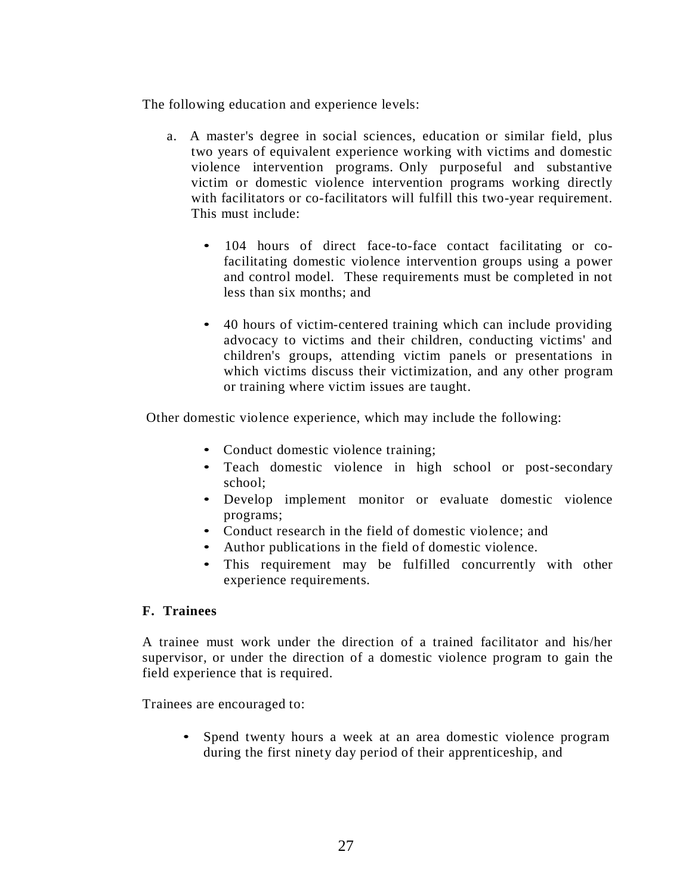The following education and experience levels:

a. A master's degree in social sciences, education or similar field, plus two years of equivalent experience working with victims and domestic violence intervention programs. Only purposeful and substantive victim or domestic violence intervention programs working directly with facilitators or co-facilitators will fulfill this two-year requirement. This must include:

   - 104 hours of direct face-to-face contact facilitating or co-facilitating domestic violence intervention groups using a power and control model. These requirements must be completed in not less than six months; and

   - 40 hours of victim-centered training which can include providing advocacy to victims and their children, conducting victims' and children's groups, attending victim panels or presentations in which victims discuss their victimization, and any other program or training where victim issues are taught.

Other domestic violence experience, which may include the following:

- Conduct domestic violence training;
- Teach domestic violence in high school or post-secondary school;
- Develop implement monitor or evaluate domestic violence programs;
- Conduct research in the field of domestic violence; and
- Author publications in the field of domestic violence.
- This requirement may be fulfilled concurrently with other experience requirements.

**F. Trainees**

A trainee must work under the direction of a trained facilitator and his/her supervisor, or under the direction of a domestic violence program to gain the field experience that is required.

Trainees are encouraged to:

- Spend twenty hours a week at an area domestic violence program during the first ninety day period of their apprenticeship, and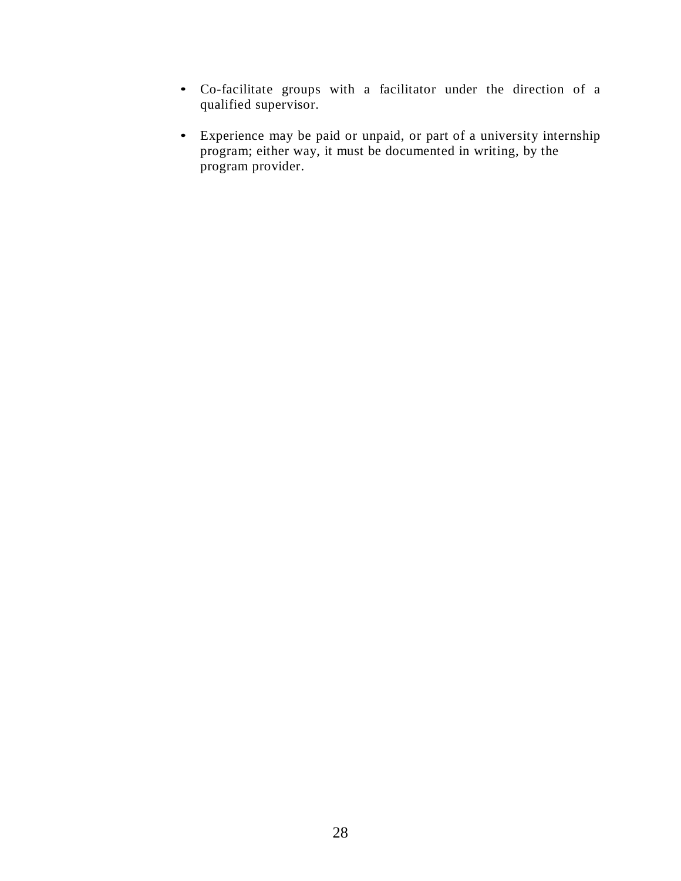- Co-facilitate groups with a facilitator under the direction of a qualified supervisor.

- Experience may be paid or unpaid, or part of a university internship program; either way, it must be documented in writing, by the program provider.